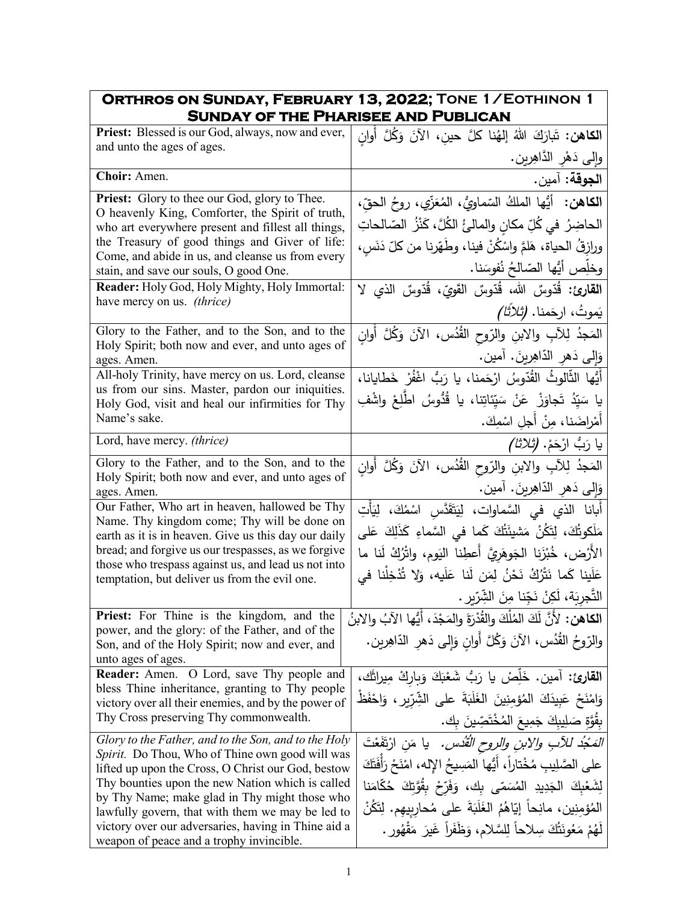| **Orthros on Sunday, February 13, 2022; Tone 1/Eothinon 1<br>Sunday of the Pharisee and Publican** | |
|---|---|
| **Priest:** Blessed is our God, always, now and ever, and unto the ages of ages. | **الكاهن:** تَبارَكَ اللهُ إلهُنا كلَّ حينٍ، الآنَ وَكُلَّ أَوانٍ وإلى دَهْرِ الدَّاهِرين. |
| **Choir:** Amen. | **الجوقة:** آمين. |
| **Priest:** Glory to thee our God, glory to Thee. O heavenly King, Comforter, the Spirit of truth, who art everywhere present and fillest all things, the Treasury of good things and Giver of life: Come, and abide in us, and cleanse us from every stain, and save our souls, O good One. | **الكاهن:** أيُّها الملكُ السّماويُّ، المُعَزّي، روحُ الحقّ، الحاضِرُ في كُلِّ مكانٍ والمالئُ الكُلَّ، كَنْزُ الصّالحاتِ ورازِقُ الحياة، هَلمَّ واسْكُنْ فينا، وطَهِّرنا من كلّ دَنَسٍ، وخلِّص أيُّها الصّالحُ نُفوسَنا. |
| **Reader:** Holy God, Holy Mighty, Holy Immortal: have mercy on us. *(thrice)* | **القارئ:** قُدّوسٌ الله، قُدّوسٌ القَوِيّ، قُدّوسٌ الذي لا يَموتُ، ارحَمنا. *(ثلاثًا)* |
| Glory to the Father, and to the Son, and to the Holy Spirit; both now and ever, and unto ages of ages. Amen. | المَجدُ لِلآبِ والابنِ والرّوحِ القُدُس، الآنَ وَكُلَّ أَوانٍ وَإِلى دَهرِ الدّاهِرينَ. آمين. |
| All-holy Trinity, have mercy on us. Lord, cleanse us from our sins. Master, pardon our iniquities. Holy God, visit and heal our infirmities for Thy Name's sake. | أَيُّها الثّالوثُ القُدّوسُ ارْحَمنا، يا رَبُّ اغْفُرْ خَطايانا، يا سَيِّدُ تَجاوَزْ عَنْ سَيِّئاتِنا، يا قُدُّوسُ اطَّلِعْ واشْفِ أَمْراضَنا، مِنْ أَجلِ اسْمِكَ. |
| Lord, have mercy. *(thrice)* | يا رَبُّ ارْحَمْ. *(ثلاثًا)* |
| Glory to the Father, and to the Son, and to the Holy Spirit; both now and ever, and unto ages of ages. Amen. | المَجدُ لِلآبِ والابنِ والرّوحِ القُدُس، الآنَ وَكُلَّ أَوانٍ وَإِلى دَهرِ الدّاهِرينَ. آمين. |
| Our Father, Who art in heaven, hallowed be Thy Name. Thy kingdom come; Thy will be done on earth as it is in heaven. Give us this day our daily bread; and forgive us our trespasses, as we forgive those who trespass against us, and lead us not into temptation, but deliver us from the evil one. | أَبانا الذي في السَّماوات، لِيَتَقَدَّسِ اسْمُكَ، لِيَأْتِ مَلَكوتُكَ، لِتَكُنْ مَشيئَتُكَ كَما في السَّماءِ كَذَلِكَ عَلى الأَرْض، خُبْزَنا الجَوهَرِيَّ أَعطِنا اليَوم، واتْرُكْ لَنا ما عَلَينا كَما نَتْرُكُ نَحْنُ لِمَن لَنا عَلَيه، وَلا تُدْخِلْنا في التَّجرِبَة، لَكِنْ نَجِّنا مِنَ الشِّرّير. |
| **Priest:** For Thine is the kingdom, and the power, and the glory: of the Father, and of the Son, and of the Holy Spirit; now and ever, and unto ages of ages. | **الكاهن:** لأَنَّ لَكَ المُلْكَ والقُدْرَةَ والمَجْدَ، أَيُّها الآبُ والابنُ والرّوحُ القُدُس، الآنَ وَكُلَّ أَوانٍ وَإِلى دَهرِ الدّاهِرين. |
| **Reader:** Amen. O Lord, save Thy people and bless Thine inheritance, granting to Thy people victory over all their enemies, and by the power of Thy Cross preserving Thy commonwealth. | **القارئ:** آمين. خَلِّصْ يا رَبُّ شَعْبَكَ وَبارِكْ مِيراثَك، وَامْنَحْ عَبِيدَكَ المُؤمِنِينَ الغَلَبَةَ على الشِّرّير، وَاحْفَظْ بِقُوَّةِ صَلِيبِكَ جَمِيعَ المُخْتَصِّينَ بِك. |
| *Glory to the Father, and to the Son, and to the Holy Spirit.* Do Thou, Who of Thine own good will was lifted up upon the Cross, O Christ our God, bestow Thy bounties upon the new Nation which is called by Thy Name; make glad in Thy might those who lawfully govern, that with them we may be led to victory over our adversaries, having in Thine aid a weapon of peace and a trophy invincible. | *المَجْدُ للآبِ والابنِ والروحِ القُدُس.* يا مَن ارْتَفَعْتَ على الصَّلِيبِ مُخْتاراً، أَيُّها المَسِيحُ الإله، امْنَحْ رَأْفَتَكَ لِشَعْبِكَ الجَدِيدِ المُسَمّى بِك، وَفَرِّحْ بِقُوَّتِكَ حُكّامَنا المُؤمِنِين، مانِحاً إِيّاهُمُ الغَلَبَةَ على مُحارِبِيهِم. لِتَكُنْ لَهُمْ مَعُونَتُكَ سِلاحاً لِلسَّلام، وَظَفَراً غَيرَ مَقْهُور. |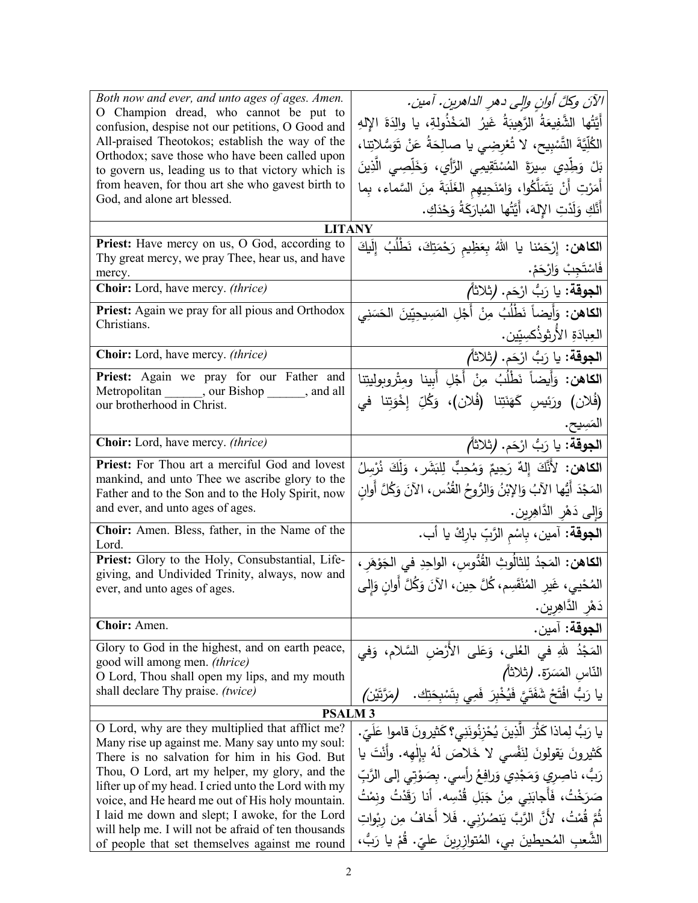| | |
|---|---|
| *Both now and ever, and unto ages of ages. Amen.* O Champion dread, who cannot be put to confusion, despise not our petitions, O Good and All-praised Theotokos; establish the way of the Orthodox; save those who have been called upon to govern us, leading us to that victory which is from heaven, for thou art she who gavest birth to God, and alone art blessed. | *الآنَ وكلَّ أوانٍ وإلى دهرِ الداهرين. آمين.* أَيَّتُها الشَّفِيعَةُ الرَّهِيبَةُ غَيرُ المَخْذُولَةِ، يا والِدَةَ الإِلهِ الكُلِّيَّةَ التَّسْبِيح، لا تُعْرِضِي يا صالِحَةُ عَنْ تَوَسُّلاتِنا، بَلْ وَطِّدِي سِيرَةَ المُسْتَقِيمِي الرَّأْيِ، وَخَلِّصِي الَّذِينَ أَمَرْتِ أَنْ يَتَمَلَّكُوا، وَامْنَحِيهِمِ الغَلَبَةَ مِنَ السَّماء، بِما أَنَّكِ وَلَدْتِ الإِلهَ، أَيَّتُها المُبارَكَةُ وَحْدَكِ. |
| **LITANY** | |
| **Priest:** Have mercy on us, O God, according to Thy great mercy, we pray Thee, hear us, and have mercy. | **الكاهن:** إِرْحَمْنا يا اللهُ بِعَظِيمِ رَحْمَتِكَ، نَطْلُبُ إِلَيْكَ فَاسْتَجِبْ وَارْحَمْ. |
| **Choir:** Lord, have mercy. *(thrice)* | **الجوقة:** يا رَبُّ ارْحَم. *(ثلاثاً)* |
| **Priest:** Again we pray for all pious and Orthodox Christians. | **الكاهن:** وَأَيضاً نَطْلُبُ مِنْ أَجْلِ المَسِيحِيِّينَ الحَسَنِي العِبادَةِ الأُرثوذُكسِيِّين. |
| **Choir:** Lord, have mercy. *(thrice)* | **الجوقة:** يا رَبُّ ارْحَم. *(ثلاثاً)* |
| **Priest:** Again we pray for our Father and Metropolitan ______, our Bishop ______, and all our brotherhood in Christ. | **الكاهن:** وَأَيضاً نَطْلُبُ مِنْ أَجْلِ أَبِينا ومتْروبوليتنا **(فُلان)** ورَئِيسِ كَهَنَتِنا **(فُلان)**، وَكُلِّ إِخْوَتِنا في المَسِيح. |
| **Choir:** Lord, have mercy. *(thrice)* | **الجوقة:** يا رَبُّ ارْحَم. *(ثلاثاً)* |
| **Priest:** For Thou art a merciful God and lovest mankind, and unto Thee we ascribe glory to the Father and to the Son and to the Holy Spirit, now and ever, and unto ages of ages. | **الكاهن:** لأَنَّكَ إِلهٌ رَحِيمٌ وَمُحِبٌّ لِلبَشَر، وَلَكَ نُرْسِلُ المَجْدَ أَيُّها الآبُ وَالإبْنُ وَالرُّوحُ القُدُس، الآنَ وَكُلَّ أَوانٍ وَإِلى دَهْرِ الدَّاهِرِين. |
| **Choir:** Amen. Bless, father, in the Name of the Lord. | **الجوقة:** آمين، بِاسْمِ الرَّبِّ بارِكْ يا أب. |
| **Priest:** Glory to the Holy, Consubstantial, Life-giving, and Undivided Trinity, always, now and ever, and unto ages of ages. | **الكاهن:** المَجدُ لِلثالُوثِ القُدُّوسِ، الواحِدِ في الجَوْهَرِ، المُحْيي، غَيرِ المُنْقَسِم، كُلَّ حِين، الآنَ وَكُلَّ أَوانٍ وَإِلى دَهْرِ الدَّاهِرِين. |
| **Choir:** Amen. | **الجوقة:** آمين. |
| Glory to God in the highest, and on earth peace, good will among men. *(thrice)* O Lord, Thou shall open my lips, and my mouth shall declare Thy praise. *(twice)* | المَجْدُ للهِ في العُلى، وَعَلى الأَرْضِ السَّلام، وَفي النَّاسِ المَسَرَّة. *(ثلاثاً)* يا رَبُّ افْتَحْ شَفَتَيَّ فَيُخْبِرَ فَمِي بِتَسْبِحَتِك. *(مَرَّتَيْن)* |
| **PSALM 3** | |
| O Lord, why are they multiplied that afflict me? Many rise up against me. Many say unto my soul: There is no salvation for him in his God. But Thou, O Lord, art my helper, my glory, and the lifter up of my head. I cried unto the Lord with my voice, and He heard me out of His holy mountain. I laid me down and slept; I awoke, for the Lord will help me. I will not be afraid of ten thousands of people that set themselves against me round | يا رَبُّ لِماذا كَثُرَ الَّذِينَ يُحْزِنُونَنِي؟ كَثيرونَ قاموا عَلَيّ. كَثيرونَ يَقولونَ لِنَفْسي لا خَلاصَ لَهُ بِإِلٰهِه. وأَنْتَ يا رَبُّ، ناصِري وَمَجْدِي وَرافِعُ رأسي. بِصَوْتِي إلى الرَّبِّ صَرَخْتُ، فَأَجابَنِي مِنْ جَبَلِ قُدْسِه. أنا رَقَدْتُ ونِمْتُ ثُمَّ قُمْتُ، لأَنَّ الرَّبَّ يَنصُرُنِي. فَلا أَخافُ مِن رِبْواتِ الشَّعبِ المُحيطينَ بي، المُتوازِرينَ عليَّ. قُمْ يا رَبُّ، |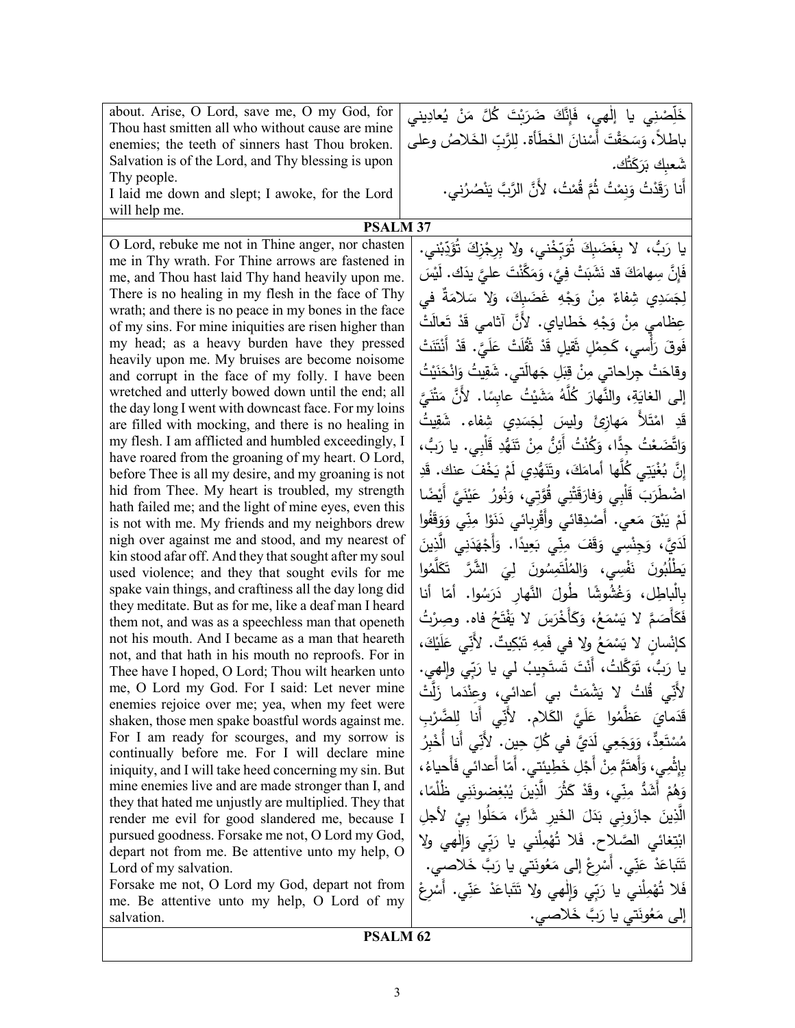| | |
|---|---|
| about. Arise, O Lord, save me, O my God, for Thou hast smitten all who without cause are mine enemies; the teeth of sinners hast Thou broken. Salvation is of the Lord, and Thy blessing is upon Thy people.<br>I laid me down and slept; I awoke, for the Lord will help me. | خَلِّصْني يا إلهي، فَإنَّكَ ضَرَبْتَ كُلَّ مَنْ يُعادِيني باطلاً، وَسَحَقْتَ أَسْنانَ الخَطَأة. لِلرَّبِّ الخَلاصُ وعلى شَعبِكِ بَرَكَتُك.<br>أَنا رَقَدْتُ وَنِمْتُ ثُمَّ قُمْتُ، لأنَّ الرَّبَّ يَنْصُرُني. |

## PSALM 37

| | |
|---|---|
| O Lord, rebuke me not in Thine anger, nor chasten me in Thy wrath. For Thine arrows are fastened in me, and Thou hast laid Thy hand heavily upon me. There is no healing in my flesh in the face of Thy wrath; and there is no peace in my bones in the face of my sins. For mine iniquities are risen higher than my head; as a heavy burden have they pressed heavily upon me. My bruises are become noisome and corrupt in the face of my folly. I have been wretched and utterly bowed down until the end; all the day long I went with downcast face. For my loins are filled with mocking, and there is no healing in my flesh. I am afflicted and humbled exceedingly, I have roared from the groaning of my heart. O Lord, before Thee is all my desire, and my groaning is not hid from Thee. My heart is troubled, my strength hath failed me; and the light of mine eyes, even this is not with me. My friends and my neighbors drew nigh over against me and stood, and my nearest of kin stood afar off. And they that sought after my soul used violence; and they that sought evils for me spake vain things, and craftiness all the day long did they meditate. But as for me, like a deaf man I heard them not, and was as a speechless man that openeth not his mouth. And I became as a man that heareth not, and that hath in his mouth no reproofs. For in Thee have I hoped, O Lord; Thou wilt hearken unto me, O Lord my God. For I said: Let never mine enemies rejoice over me; yea, when my feet were shaken, those men spake boastful words against me. For I am ready for scourges, and my sorrow is continually before me. For I will declare mine iniquity, and I will take heed concerning my sin. But mine enemies live and are made stronger than I, and they that hated me unjustly are multiplied. They that render me evil for good slandered me, because I pursued goodness. Forsake me not, O Lord my God, depart not from me. Be attentive unto my help, O Lord of my salvation.<br>Forsake me not, O Lord my God, depart not from me. Be attentive unto my help, O Lord of my salvation. | يا رَبُّ، لا بِغَضَبِكَ تُوَبِّخْني، ولا بِرِجْزِكَ تُؤَدِّبْني. فَإِنَّ سِهامَكَ قد نَشَبَتْ فِيَّ، وَمَكَّنْتَ عليَّ يدَك. لَيْسَ لِجَسَدِي شِفاءٌ مِنْ وَجْهِ غَضَبِكَ، وَلا سَلامَةٌ في عِظامي مِنْ وَجْهِ خَطايايَ. لأَنَّ آثامي قَدْ تَعالَتْ فَوقَ رَأْسي، كَحِمْلٍ ثَقيلٍ قَدْ ثَقُلَتْ عَلَيَّ. قَدْ أَنْتَنَتْ وقاحَتْ جِراحاتي مِنْ قِبَلِ جَهالَتي. شَقِيتُ وَانْحَنَيْتُ إِلى الغايَةِ، والنَّهارَ كُلَّهُ مَشَيْتُ عابِسًا. لأَنَّ مَتْنَيَّ قَدِ امْتَلأَ مَهازِئَ وليسَ لِجَسَدِي شِفاء. شَقِيتُ وَاتَّضَعْتُ جِدًّا، وَكُنْتُ أَئِنُّ مِنْ تَنَهُّدِ قَلْبِي. يا رَبُّ، إِنَّ بُغْيَتِي كُلَّها أمامَكَ، وتَنَهُّدِي لَمْ يَخْفَ عنك. قَدِ اضْطَرَبَ قَلْبِي وَفارَقَتْنِي قُوَّتِي، وَنُورُ عَيْنَيَّ أَيْضًا لَمْ يَبْقَ مَعي. أَصْدِقائي وأَقْرِبائي دَنَوْا مِنّي وَوَقَفُوا لَدَيَّ، وَجِنْسِي وَقَفَ مِنِّي بَعِيدًا. وَأَجْهَدَنِي الَّذِينَ يَطْلُبُونَ نَفْسِي، وَالمُلْتَمِسُونَ لِيَ الشَّرَّ تَكَلَّمُوا بِالْباطِلِ، وَغُشُوشًا طُولَ النَّهارِ دَرَسُوا. أمّا أنا فَكَأَصَمَّ لا يَسْمَعُ، وَكَأَخْرَسَ لا يَفْتَحُ فاه. وصِرْتُ كإِنْسانٍ لا يَسْمَعُ ولا في فَمِهِ تَبْكِيتٌ. لأَنّي عَلَيْكَ، يا رَبُّ، تَوَكَّلتُ، أَنْتَ تَستَجِيبُ لي يا رَبِّي وإلهي. لأَنِّي قُلتُ لا يَشْمَتْ بي أعدائي، وعِنْدَما زَلَّتْ قَدَمايَ عَظَّمُوا عَلَيَّ الكَلام. لأَنِّي أَنا لِلضَّرْبِ مُسْتَعِدٌّ، وَوَجَعِي لَدَيَّ في كُلِّ حِين. لأَنِّي أَنا أُخْبِرُ بِإِثْمِي، وَأَهتَمُّ مِنْ أَجْلِ خَطِيئتي. أمّا أَعدائي فَأَحياءُ، وَهُمْ أَشَدُّ مِنّي، وقَدْ كَثُرَ الَّذِينَ يُبْغِضونَنِي ظُلْمًا، الَّذِينَ جازَوني بَدَلَ الخَيرِ شَرًّا، مَحَلُوا بِيْ لأجلِ ابْتِغائي الصَّلاح. فَلا تُهْمِلْني يا رَبّي وَإِلٰهي ولا تَتَباعَدْ عَنِّي. أَسْرِعْ إلى مَعُونَتي يا رَبَّ خَلاصي.<br>فَلا تُهْمِلْني يا رَبّي وَإِلٰهي ولا تَتَباعَدْ عَنِّي. أَسْرِعْ إلى مَعُونَتي يا رَبَّ خَلاصي. |

## PSALM 62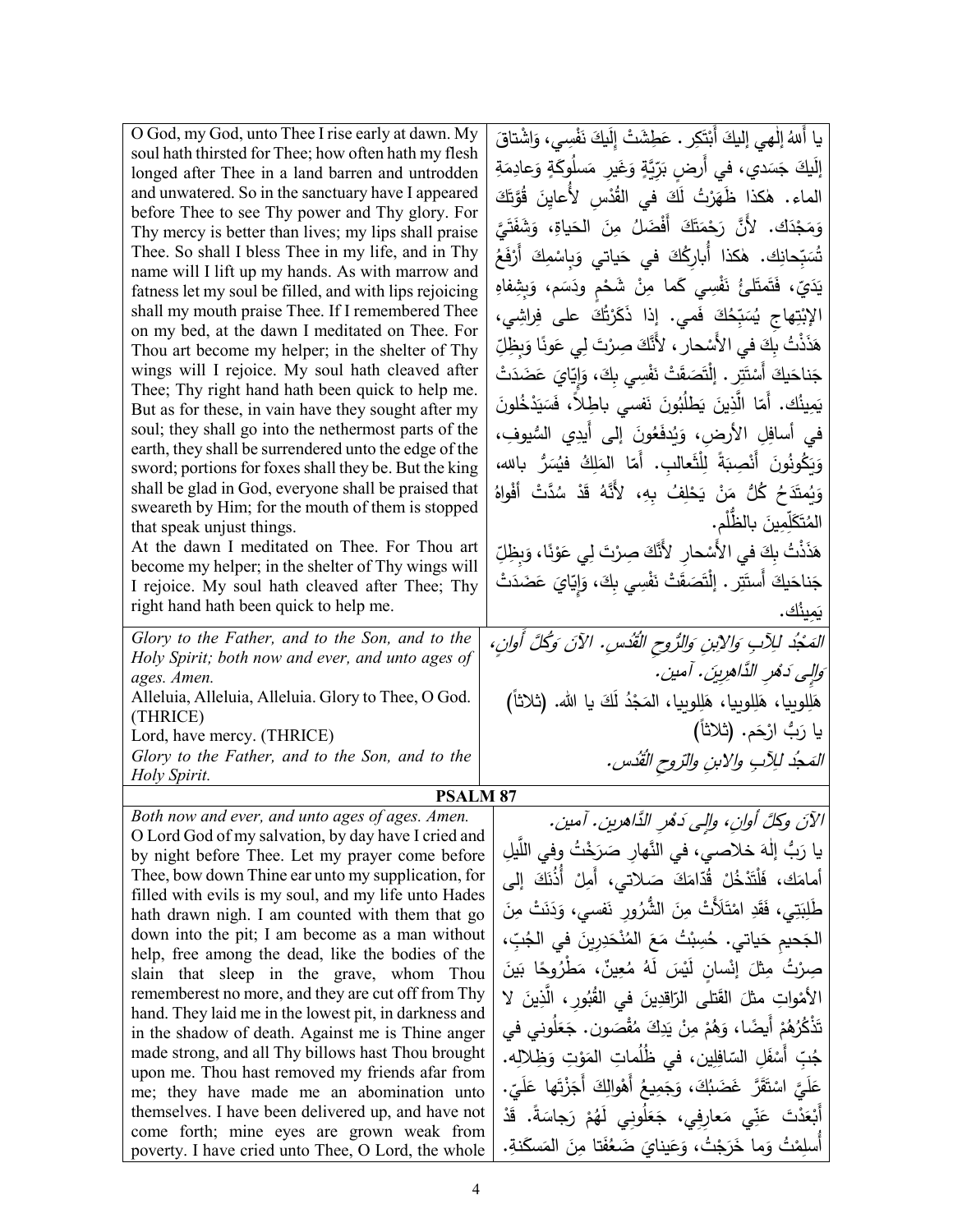| | |
|---|---|
| O God, my God, unto Thee I rise early at dawn. My soul hath thirsted for Thee; how often hath my flesh longed after Thee in a land barren and untrodden and unwatered. So in the sanctuary have I appeared before Thee to see Thy power and Thy glory. For Thy mercy is better than lives; my lips shall praise Thee. So shall I bless Thee in my life, and in Thy name will I lift up my hands. As with marrow and fatness let my soul be filled, and with lips rejoicing shall my mouth praise Thee. If I remembered Thee on my bed, at the dawn I meditated on Thee. For Thou art become my helper; in the shelter of Thy wings will I rejoice. My soul hath cleaved after Thee; Thy right hand hath been quick to help me. But as for these, in vain have they sought after my soul; they shall go into the nethermost parts of the earth, they shall be surrendered unto the edge of the sword; portions for foxes shall they be. But the king shall be glad in God, everyone shall be praised that sweareth by Him; for the mouth of them is stopped that speak unjust things.<br>At the dawn I meditated on Thee. For Thou art become my helper; in the shelter of Thy wings will I rejoice. My soul hath cleaved after Thee; Thy right hand hath been quick to help me. | يا أَللهُ إلٰهي إليكَ أَبْتَكِر. عَطِشَتْ إلَيكَ نَفْسِي، وَاشْتاقَ إلَيكَ جَسَدي، في أَرضٍ بَرِّيَّةٍ وَغَيرِ مَسلُوكَةٍ وَعادِمَةِ الماء. هٰكذا ظَهَرْتُ لَكَ في القُدْسِ لأُعايِنَ قُوَّتَكَ وَمَجْدَك. لأنَّ رَحْمَتَكَ أَفْضَلُ مِنَ الحَياةِ، وَشَفَتَيَّ تُسَبِّحانِك. هٰكذا أُبارِكُكَ في حَياتي وَبِاسْمِكَ أَرْفَعُ يَدَيّ، فَتَمتَلِئُ نَفْسِي كَما مِنْ شَحْمٍ ودَسَم، وَبِشِفاهِ الإبْتِهاجِ يُسَبِّحُكَ فَمي. إذا ذَكَرْتُكَ على فِراشِي، هَذَذْتُ بِكَ في الأَسْحار، لأَنَّكَ صِرْتَ لي عَونًا وَبِظِلِّ جَناحَيكَ أَسْتَتِر. إلْتَصَقَتْ نَفْسِي بِكَ، وَإِيّايَ عَضَدَتْ يَمِينُك. أَمّا الَّذينَ يَطلُبُونَ نَفسي باطِلاً، فَسَيَدْخُلونَ في أسافِلِ الأرضِ، وَيُدفَعُونَ إلى أَيدِي السُّيوفِ، وَيَكُونُونَ أَنْصِبَةً لِلْثَّعالِبِ. أَمّا المَلِكُ فيُسَرُّ بالله، وَيُمتَدَحُ كُلُّ مَنْ يَحْلِفُ بِهِ، لأَنَّهُ قَدْ سُدَّتْ أَفْواهُ المُتَكَلِّمِينَ بالظُّلْم.<br>هَذَذْتُ بِكَ في الأَسْحارِ لأَنَّكَ صِرْتَ لِي عَوْنًا، وَبِظِلِّ جَناحَيكَ أَستَتِر. إلْتَصَقَتْ نَفْسِي بِكَ، وَإِيّايَ عَضَدَتْ يَمِينُك. |
| *Glory to the Father, and to the Son, and to the Holy Spirit; both now and ever, and unto ages of ages. Amen.*<br>Alleluia, Alleluia, Alleluia. Glory to Thee, O God. (THRICE)<br>Lord, have mercy. (THRICE)<br>*Glory to the Father, and to the Son, and to the Holy Spirit.* | *المَجْدُ لِلآبِ وَالابْنِ وَالرُّوحِ القُدُس. الآنَ وَكُلَّ أَوانٍ، وَإِلى دَهْرِ الدَّاهِرِينَ. آمين.*<br>هَلِلوييا، هَلِلوييا، هَلِلوييا، المَجْدُ لَكَ يا الله. (ثلاثاً)<br>يا رَبُّ ارْحَم. (ثلاثاً)<br>*المَجدُ لِلآبِ والابنِ والرّوحِ القُدُس.* |

**PSALM 87**

| | |
|---|---|
| *Both now and ever, and unto ages of ages. Amen.*<br>O Lord God of my salvation, by day have I cried and by night before Thee. Let my prayer come before Thee, bow down Thine ear unto my supplication, for filled with evils is my soul, and my life unto Hades hath drawn nigh. I am counted with them that go down into the pit; I am become as a man without help, free among the dead, like the bodies of the slain that sleep in the grave, whom Thou rememberest no more, and they are cut off from Thy hand. They laid me in the lowest pit, in darkness and in the shadow of death. Against me is Thine anger made strong, and all Thy billows hast Thou brought upon me. Thou hast removed my friends afar from me; they have made me an abomination unto themselves. I have been delivered up, and have not come forth; mine eyes are grown weak from poverty. I have cried unto Thee, O Lord, the whole | *الآنَ وكلَّ أوانٍ، وإلى دَهْرِ الدَّاهرين. آمين.*<br>يا رَبُّ إلٰهَ خلاصي، في النَّهارِ صَرَخْتُ وفي اللَّيلِ أمامَك، فَلْتَدْخُلْ قُدّامَكَ صَلاتي، أَمِلْ أُذُنَكَ إلى طَلِبَتِي، فَقَدِ امْتَلَأَتْ مِنَ الشُّرُورِ نَفسي، وَدَنَتْ مِنَ الجَحِيمِ حَياتي. حُسِبْتُ مَعَ المُنْحَدِرِينَ في الجُبِّ، صِرْتُ مِثْلَ إنْسانٍ لَيْسَ لَهُ مُعِينٌ، مَطْرُوحًا بَينَ الأَمْواتِ مثْلَ القَتلى الرّاقِدِينَ في القُبُورِ، الَّذِينَ لا تَذْكُرُهُمْ أَيضًا، وَهُمْ مِنْ يَدِكَ مُقْصَون. جَعَلُوني في جُبِّ أَسْفَلِ السّافِلِين، في ظُلُماتِ المَوْتِ وَظِلالِه. عَلَيَّ اسْتَقَرَّ غَضَبُكَ، وَجَمِيعُ أَهْوالِكَ أَجَزْتَها عَلَيّ. أَبْعَدْتَ عَنِّي مَعارِفِي، جَعَلُونِي لَهُمْ رَجاسَةً. قَدْ أُسلِمْتُ وَما خَرَجْتُ، وَعَينايَ ضَعُفَتا مِنَ المَسكَنةِ. |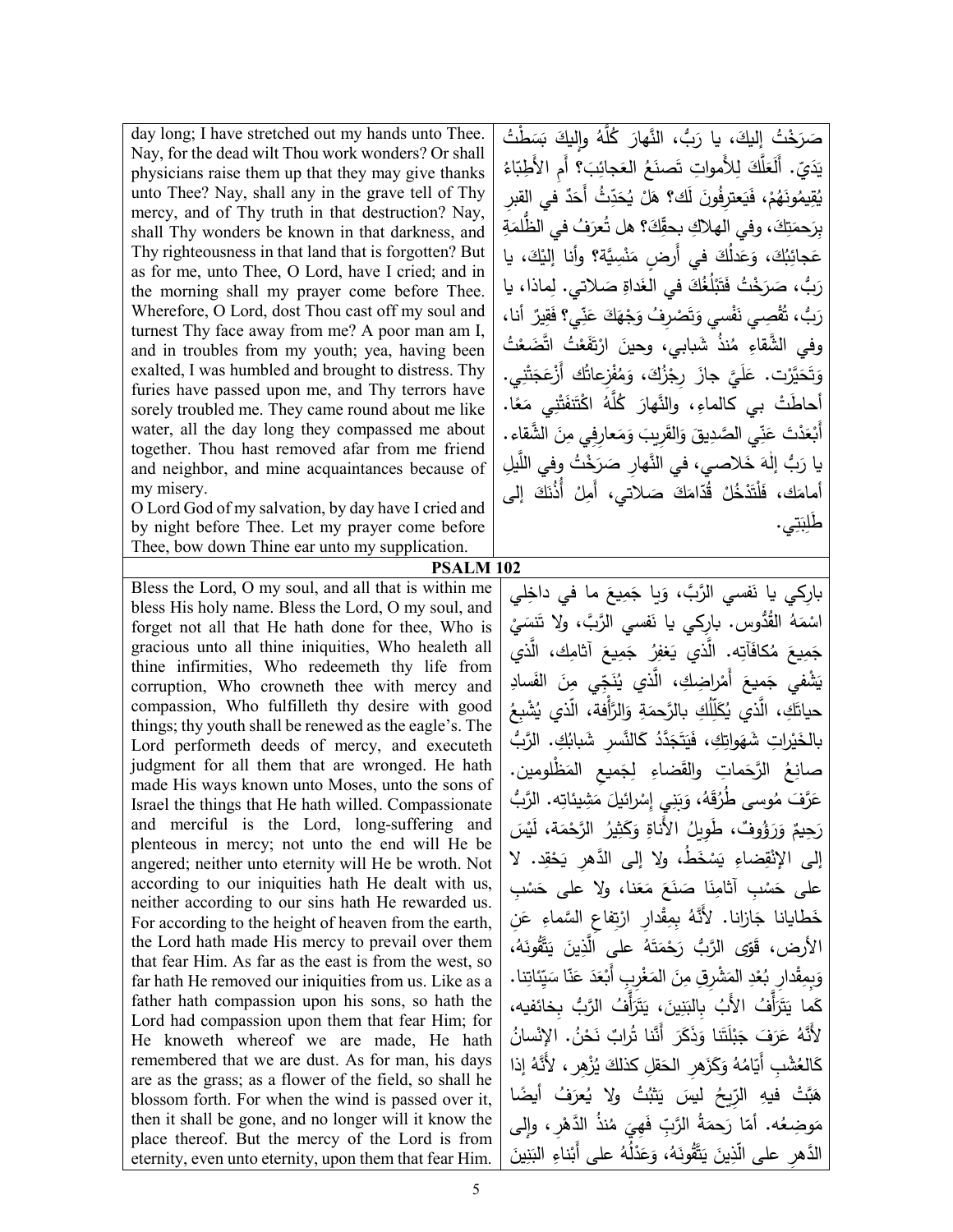| | |
|---|---|
| day long; I have stretched out my hands unto Thee. Nay, for the dead wilt Thou work wonders? Or shall physicians raise them up that they may give thanks unto Thee? Nay, shall any in the grave tell of Thy mercy, and of Thy truth in that destruction? Nay, shall Thy wonders be known in that darkness, and Thy righteousness in that land that is forgotten? But as for me, unto Thee, O Lord, have I cried; and in the morning shall my prayer come before Thee. Wherefore, O Lord, dost Thou cast off my soul and turnest Thy face away from me? A poor man am I, and in troubles from my youth; yea, having been exalted, I was humbled and brought to distress. Thy furies have passed upon me, and Thy terrors have sorely troubled me. They came round about me like water, all the day long they compassed me about together. Thou hast removed afar from me friend and neighbor, and mine acquaintances because of my misery.<br>O Lord God of my salvation, by day have I cried and by night before Thee. Let my prayer come before Thee, bow down Thine ear unto my supplication. | صَرَخْتُ إليكَ، يا رَبُّ، النَّهارَ كُلَّهُ وإليكَ بَسَطْتُ يَدَيّ. أَلَعَلَّكَ لِلأَمواتِ تَصنَعُ العَجائِبَ؟ أَمِ الأَطِبّاءُ يُقيمُونَهُمْ، فَيَعترفُونَ لَك؟ هَلْ يُحَدِّثُ أَحَدٌ في القبرِ بِرَحمَتِكَ، وفي الهلاكِ بحقِّكَ؟ هل تُعرَفُ في الظُّلمَةِ عَجائِبُكَ، وَعَدلُكَ في أَرضٍ مَنْسِيَّة؟ وأنا إِلَيْكَ، يا رَبُّ، صَرَخْتُ فَتَبْلُغُكَ في الغَداةِ صَلاتي. لِماذا، يا رَبُّ، تُقْصِي نَفْسي وَتَصْرِفُ وَجْهَكَ عَنّي؟ فَقِيرٌ أنا، وفي الشَّقاءِ مُنذُ شَبابي، وحينَ ارْتَفَعْتُ اتَّضَعْتُ وَتَحَيَّرْت. عَلَيَّ جازَ رِجْزُكَ، وَمُفْزِعاتُك أَزْعَجَتْنِي. أحاطَتْ بي كالماءِ، والنَّهارَ كُلَّهُ اكْتَنَفَتْنِي مَعًا. أَبْعَدْتَ عَنّي الصَّدِيقَ وَالقَرِيبَ وَمَعارِفِي مِنَ الشَّقاء. يا رَبُّ إلهَ خَلاصي، في النَّهارِ صَرَخْتُ وفي اللَّيلِ أمامَك، فَلْتَدْخُلْ قُدّامَكَ صَلاتي، أَمِلْ أُذُنَكَ إلى طَلِبَتِي. |
| **PSALM 102** | |
| Bless the Lord, O my soul, and all that is within me bless His holy name. Bless the Lord, O my soul, and forget not all that He hath done for thee, Who is gracious unto all thine iniquities, Who healeth all thine infirmities, Who redeemeth thy life from corruption, Who crowneth thee with mercy and compassion, Who fulfilleth thy desire with good things; thy youth shall be renewed as the eagle's. The Lord performeth deeds of mercy, and executeth judgment for all them that are wronged. He hath made His ways known unto Moses, unto the sons of Israel the things that He hath willed. Compassionate and merciful is the Lord, long-suffering and plenteous in mercy; not unto the end will He be angered; neither unto eternity will He be wroth. Not according to our iniquities hath He dealt with us, neither according to our sins hath He rewarded us. For according to the height of heaven from the earth, the Lord hath made His mercy to prevail over them that fear Him. As far as the east is from the west, so far hath He removed our iniquities from us. Like as a father hath compassion upon his sons, so hath the Lord had compassion upon them that fear Him; for He knoweth whereof we are made, He hath remembered that we are dust. As for man, his days are as the grass; as a flower of the field, so shall he blossom forth. For when the wind is passed over it, then it shall be gone, and no longer will it know the place thereof. But the mercy of the Lord is from eternity, even unto eternity, upon them that fear Him. | بارِكِي يا نَفسي الرَّبَّ، وَيا جَمِيعَ ما في داخِلي اسْمَهُ القُدُّوس. بارِكِي يا نَفسي الرَّبَّ، ولا تَنسَيْ جَمِيعَ مُكافَآتِه. الَّذي يَغفِرُ جَمِيعَ آثامِكِ، الَّذي يَشْفي جَميعَ أَمْراضِكِ، الَّذي يُنَجِّي مِنَ الفَسادِ حياتَكِ، الَّذي يُكَلِّلُكِ بالرَّحمَةِ وَالرَّأفة، الّذي يُشْبِعُ بالخَيْراتِ شَهَواتِكِ، فَيَتَجَدَّدُ كَالنَّسرِ شَبابُكِ. الرَّبُّ صانِعُ الرَّحَماتِ والقَضاءِ لِجَميعِ المَظْلومين. عَرَّفَ مُوسى طُرُقَهُ، وَبَنِي إسْرائيلَ مَشِيئاتِه. الرَّبُّ رَحِيمٌ وَرَؤُوفٌ، طَوِيلُ الأَناةِ وَكَثِيرُ الرَّحْمَة، لَيْسَ إلى الإنْقِضاءِ يَسْخَطُ، ولا إلى الدَّهرِ يَحْقِد. لا على حَسْبِ آثامِنَا صَنَعَ مَعَنا، ولا على حَسْبِ خَطايانا جَازانا. لأَنَّهُ بِمِقْدارِ ارْتِفاعِ السَّماءِ عَنِ الأرض، قَوِيَ الرَّبُّ رَحْمَتَهُ على الَّذِينَ يَتَّقُونَهُ، وَبِمِقْدارِ بُعْدِ المَشْرِقِ مِنَ المَغْرِبِ أَبْعَدَ عَنّا سَيِّئاتِنا. كَما يَتَرَأَّفُ الأَبُ بِالبَنِينَ، يَتَرَأَّفُ الرَّبُّ بِخائفيه، لأَنَّهُ عَرَفَ جَبْلَتَنا وَذَكَرَ أَنَّنا تُرابٌ نَحْنُ. الإنْسانُ كَالعُشْبِ أَيّامُهُ وَكَزَهرِ الحَقلِ كذلكَ يُزْهِر، لأَنَّهُ إذا هَبَّتْ فيهِ الرّيحُ ليسَ يَثبُتُ ولا يُعرَفُ أيضًا مَوضِعُه. أمّا رَحمَةُ الرَّبِّ فَهِيَ مُنذُ الدَّهْرِ، وإلى الدَّهرِ على الّذِينَ يَتَّقُونَهُ، وَعَدْلُهُ على أَبْناءِ البَنِينَ |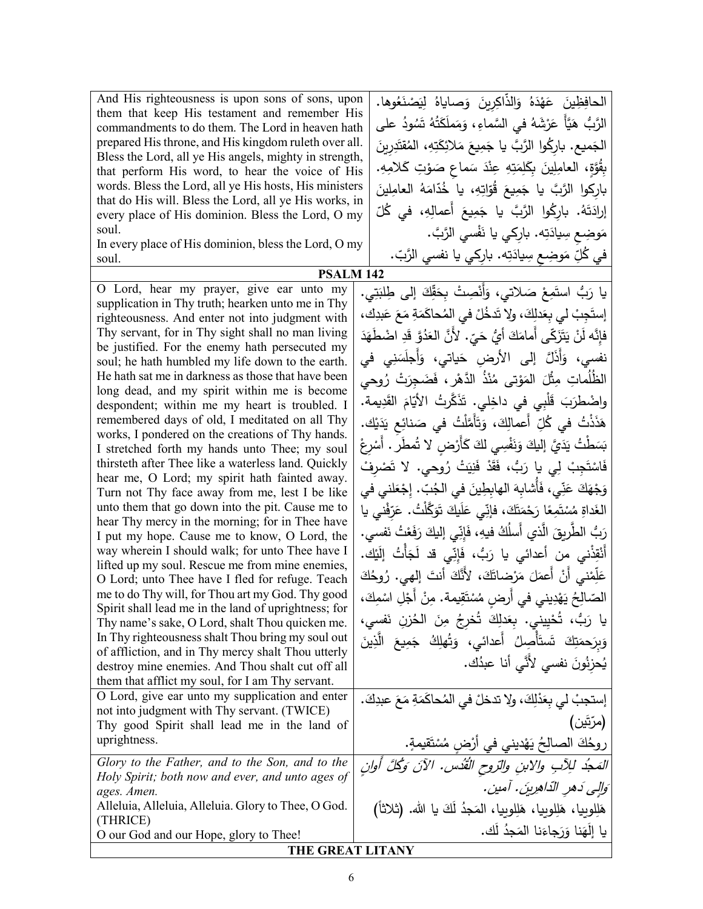| | |
|---|---|
| And His righteousness is upon sons of sons, upon them that keep His testament and remember His commandments to do them. The Lord in heaven hath prepared His throne, and His kingdom ruleth over all. Bless the Lord, all ye His angels, mighty in strength, that perform His word, to hear the voice of His words. Bless the Lord, all ye His hosts, His ministers that do His will. Bless the Lord, all ye His works, in every place of His dominion. Bless the Lord, O my soul.<br>In every place of His dominion, bless the Lord, O my soul. | الحافِظِينَ عَهْدَهُ وَالذَّاكِرِينَ وَصاياهُ لِيَصْنَعُوها. الرَّبُّ هَيَّأَ عَرْشَهُ في السَّماءِ، وَمَملَكَتُهُ تَسُودُ على الجَميع. بارِكُوا الرَّبَّ يا جَمِيعَ مَلائِكَتِهِ، المُقتَدِرِينَ بِقُوَّةٍ، العامِلِينَ بِكَلِمَتِهِ عِنْدَ سَماعِ صَوْتِ كَلامِهِ. بارِكوا الرَّبَّ يا جَمِيعَ قُوّاتِهِ، يا خُدّامَهُ العامِلِينَ إرادَتَهُ. بارِكُوا الرَّبَّ يا جَمِيعَ أَعمالِهِ، في كُلِّ مَوضِعِ سِيادَتِه. بارِكي يا نَفْسي الرَّبَّ.<br>في كُلِّ مَوضِعِ سِيادَتِه. بارِكي يا نفسي الرَّبّ. |

**PSALM 142**

| | |
|---|---|
| O Lord, hear my prayer, give ear unto my supplication in Thy truth; hearken unto me in Thy righteousness. And enter not into judgment with Thy servant, for in Thy sight shall no man living be justified. For the enemy hath persecuted my soul; he hath humbled my life down to the earth. He hath sat me in darkness as those that have been long dead, and my spirit within me is become despondent; within me my heart is troubled. I remembered days of old, I meditated on all Thy works, I pondered on the creations of Thy hands. I stretched forth my hands unto Thee; my soul thirsteth after Thee like a waterless land. Quickly hear me, O Lord; my spirit hath fainted away. Turn not Thy face away from me, lest I be like unto them that go down into the pit. Cause me to hear Thy mercy in the morning; for in Thee have I put my hope. Cause me to know, O Lord, the way wherein I should walk; for unto Thee have I lifted up my soul. Rescue me from mine enemies, O Lord; unto Thee have I fled for refuge. Teach me to do Thy will, for Thou art my God. Thy good Spirit shall lead me in the land of uprightness; for Thy name's sake, O Lord, shalt Thou quicken me. In Thy righteousness shalt Thou bring my soul out of affliction, and in Thy mercy shalt Thou utterly destroy mine enemies. And Thou shalt cut off all them that afflict my soul, for I am Thy servant. | يا رَبُّ استَمِعْ صَلاتي، وَأَنْصِتْ بِحَقِّكَ إلى طِلبَتِي. إستَجِبْ لي بِعَدلِكَ، ولا تَدخُلْ في المُحاكَمَةِ مَعَ عَبدِكَ، فإنَّه لَنْ يَتَزَكّى أَمامَكَ أيُّ حَيّ. لأنَّ العَدُوَّ قَدِ اضْطَهَدَ نفسي، وَأَذَلَّ إلى الأرضِ حَياتي، وَأَجلَسَنِي في الظُّلُماتِ مِثْلَ المَوْتى مُنْذُ الدَّهْر، فَضَجِرَتْ رُوحي واضْطرَبَ قَلْبِي في داخِلي. تَذَكَّرتُ الأيّامَ القَدِيمة. هَذَذْتُ في كُلِّ أَعمالِكَ، وَتَأَمَّلْتُ في صَنائِعِ يَدَيْك. بَسَطْتُ يَدَيَّ إليكَ وَنَفْسِي لكَ كَأَرْضٍ لا تُمطَر. أَسْرِعْ فَاسْتَجِبْ لي يا رَبُّ، فَقَدْ فَنِيَتْ رُوحي. لا تَصْرِفْ وَجْهَكَ عَنِّي، فَأُشابِهَ الهابِطِينَ في الجُبّ. إجْعَلني في الغَداةِ مُسْتَمِعًا رَحْمَتَكَ، فإنِّي عَلَيكَ تَوَكَّلْتُ. عَرِّفْني يا رَبُّ الطَّرِيقَ الَّذي أَسلُكُ فيهِ، فَإنِّي إليكَ رَفَعْتُ نَفسي. أَنْقِذْني من أعدائي يا رَبُّ، فَإِنِّي قد لَجَأْتُ إِلَيْك. عَلِّمْني أَنْ أَعمَلَ مَرْضاتَكَ، لأَنَّكَ أنتَ إلهي. رُوحُكَ الصّالِحُ يَهْدِيني في أَرضٍ مُسْتَقِيمة. مِنْ أَجْلِ اسْمِكَ، يا رَبُّ، تُحْيِيني. بِعَدلِكَ تُخرِجُ مِنَ الحُزنِ نَفسي، وَبِرَحمَتِكَ تَستَأْصِلُ أَعدائي، وَتُهلِكُ جَمِيعَ الَّذِينَ يُحزِنُونَ نفسي لأَنِّي أنا عبدُك. |
| O Lord, give ear unto my supplication and enter not into judgment with Thy servant. (TWICE)<br>Thy good Spirit shall lead me in the land of uprightness. | إستجبْ لي بِعَدْلِكَ، ولا تدخلْ في المُحاكَمَةِ مَعَ عبدِكَ. (مرّتَين)<br>روحُكَ الصالِحُ يَهْديني في أَرْضٍ مُسْتَقيمةٍ. |
| *Glory to the Father, and to the Son, and to the Holy Spirit; both now and ever, and unto ages of ages. Amen.*<br>Alleluia, Alleluia, Alleluia. Glory to Thee, O God. (THRICE)<br>O our God and our Hope, glory to Thee! | *المَجدُ للآبِ والابنِ والرّوحِ القُدُس. الآنَ وَكُلَّ أَوانٍ وَإِلى دَهرِ الدّاهِرين. آمين.*<br>هَلِلويا، هَلِلويا، هَلِلويا، المَجدُ لَكَ يا الله. (ثلاثاً)<br>يا إِلَهَنا وَرَجاءَنا المَجدُ لَك. |

**THE GREAT LITANY**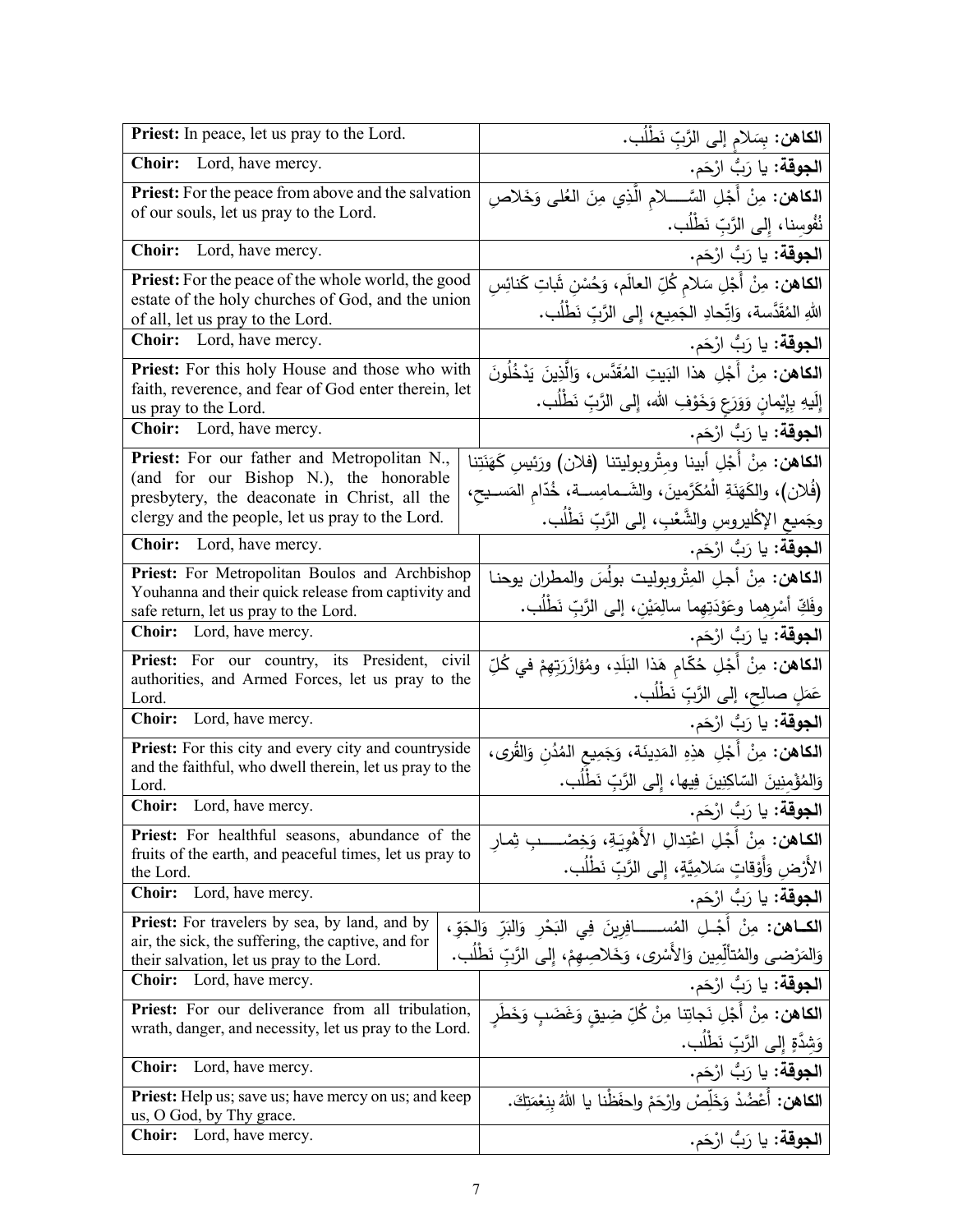| | |
|---|---|
| **Priest:** In peace, let us pray to the Lord. | **الكاهن:** بِسَلامٍ إلى الرَّبِّ نَطْلُب. |
| **Choir:** Lord, have mercy. | **الجوقة:** يا رَبُّ ارْحَم. |
| **Priest:** For the peace from above and the salvation of our souls, let us pray to the Lord. | **الكاهن:** مِنْ أَجْلِ السَّلامِ الَّذِي مِنَ العُلى وَخَلاصِ نُفُوسِنا، إلى الرَّبِّ نَطْلُب. |
| **Choir:** Lord, have mercy. | **الجوقة:** يا رَبُّ ارْحَم. |
| **Priest:** For the peace of the whole world, the good estate of the holy churches of God, and the union of all, let us pray to the Lord. | **الكاهن:** مِنْ أَجْلِ سَلامِ كُلِّ العالَم، وَحُسْنِ ثَباتِ كَنائِسِ اللهِ المُقَدَّسة، وَاتِّحادِ الجَمِيع، إلى الرَّبِّ نَطْلُب. |
| **Choir:** Lord, have mercy. | **الجوقة:** يا رَبُّ ارْحَم. |
| **Priest:** For this holy House and those who with faith, reverence, and fear of God enter therein, let us pray to the Lord. | **الكاهن:** مِنْ أَجْلِ هذا البَيتِ المُقَدَّس، وَالَّذِينَ يَدْخُلُونَ إِلَيهِ بِإِيْمانٍ وَوَرَعٍ وَخَوْفِ الله، إلى الرَّبِّ نَطْلُب. |
| **Choir:** Lord, have mercy. | **الجوقة:** يا رَبُّ ارْحَم. |
| **Priest:** For our father and Metropolitan N., (and for our Bishop N.), the honorable presbytery, the deaconate in Christ, all the clergy and the people, let us pray to the Lord. | **الكاهن:** مِنْ أَجْلِ أبينا ومِتْروبوليتنا (فلان) ورَئيسِ كَهَنَتِنا (فُلان)، والكَهَنَةِ الْمُكَرَّمينَ، والشَمامِسة، خُدّامِ المَسيحِ، وجَميعِ الإكْليروسِ والشَّعْبِ، إلى الرَّبِّ نَطْلُب. |
| **Choir:** Lord, have mercy. | **الجوقة:** يا رَبُّ ارْحَم. |
| **Priest:** For Metropolitan Boulos and Archbishop Youhanna and their quick release from captivity and safe return, let us pray to the Lord. | **الكاهن:** مِنْ أجلِ المِتْروبوليت بولُسَ والمطران يوحنا وفَكِّ أسْرِهما وعَوْدَتِهِما سالِمَيْن، إلى الرَّبِّ نَطْلُب. |
| **Choir:** Lord, have mercy. | **الجوقة:** يا رَبُّ ارْحَم. |
| **Priest:** For our country, its President, civil authorities, and Armed Forces, let us pray to the Lord. | **الكاهن:** مِنْ أَجْلِ حُكّامِ هَذا البَلَدِ، ومُؤازَرَتِهِمْ في كُلِّ عَمَلٍ صالِحٍ، إلى الرَّبِّ نَطْلُب. |
| **Choir:** Lord, have mercy. | **الجوقة:** يا رَبُّ ارْحَم. |
| **Priest:** For this city and every city and countryside and the faithful, who dwell therein, let us pray to the Lord. | **الكاهن:** مِنْ أَجْلِ هذِهِ المَدِينَة، وَجَمِيعِ المُدُنِ وَالقُرى، وَالمُؤْمِنِينَ السّاكِنِينَ فِيها، إلى الرَّبِّ نَطْلُب. |
| **Choir:** Lord, have mercy. | **الجوقة:** يا رَبُّ ارْحَم. |
| **Priest:** For healthful seasons, abundance of the fruits of the earth, and peaceful times, let us pray to the Lord. | **الكاهن:** مِنْ أَجْلِ اعْتِدالِ الأَهْوِيَةِ، وَخِصْبِ ثِمارِ الأَرْضِ وَأَوْقاتٍ سَلامِيَّةٍ، إلى الرَّبِّ نَطْلُب. |
| **Choir:** Lord, have mercy. | **الجوقة:** يا رَبُّ ارْحَم. |
| **Priest:** For travelers by sea, by land, and by air, the sick, the suffering, the captive, and for their salvation, let us pray to the Lord. | **الكاهن:** مِنْ أَجْلِ المُسافِرِينَ فِي البَحْرِ وَالبَرِّ وَالجَوِّ، وَالمَرْضى والمُتألِّمِين وَالأَسْرى، وَخَلاصِهِمْ، إلى الرَّبِّ نَطْلُب. |
| **Choir:** Lord, have mercy. | **الجوقة:** يا رَبُّ ارْحَم. |
| **Priest:** For our deliverance from all tribulation, wrath, danger, and necessity, let us pray to the Lord. | **الكاهن:** مِنْ أَجْلِ نَجاتِنا مِنْ كُلِّ ضِيقٍ وَغَضَبٍ وَخَطَرٍ وَشِدَّةٍ إلى الرَّبِّ نَطْلُب. |
| **Choir:** Lord, have mercy. | **الجوقة:** يا رَبُّ ارْحَم. |
| **Priest:** Help us; save us; have mercy on us; and keep us, O God, by Thy grace. | **الكاهن:** أَعْضُدْ وَخَلِّصْ وارْحَمْ واحفَظْنا يا اللهُ بِنِعْمَتِكَ. |
| **Choir:** Lord, have mercy. | **الجوقة:** يا رَبُّ ارْحَم. |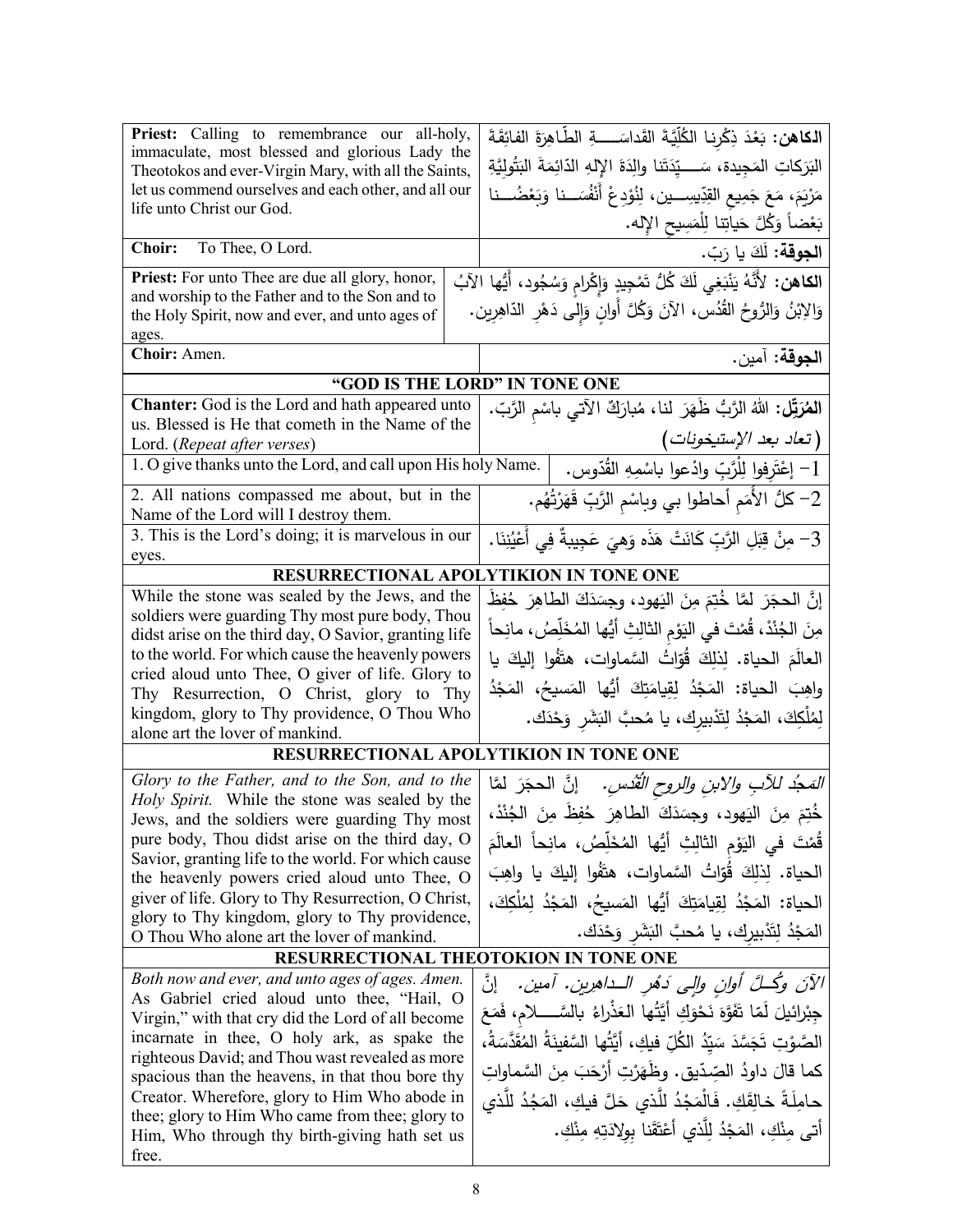| | |
|---|---|
| **Priest:** Calling to remembrance our all-holy, immaculate, most blessed and glorious Lady the Theotokos and ever-Virgin Mary, with all the Saints, let us commend ourselves and each other, and all our life unto Christ our God. | **الكاهن:** بَعْدَ ذِكْرِنا الكُلِّيَّةَ القَداسَةِ الطّاهِرَةَ الفائِقَةَ البَرَكاتِ المَجِيدة، سَيِّدَتَنا والِدَةَ الإِلهِ الدّائِمَةَ البَتُولِيَّةِ مَرْيَمَ، مَعَ جَمِيعِ القِدِّيسِين، لِنُوْدِعْ أَنْفُسَنا وَبَعْضُنا بَعْضاً وَكُلَّ حَياتِنا لِلْمَسِيحِ الإِله. |
| **Choir:** To Thee, O Lord. | **الجوقة:** لَكَ يا رَبّ. |
| **Priest:** For unto Thee are due all glory, honor, and worship to the Father and to the Son and to the Holy Spirit, now and ever, and unto ages of ages. | **الكاهن:** لأَنَّهُ يَنْبَغِي لَكَ كُلُّ تَمْجِيدٍ وَإِكْرامٍ وَسُجُود، أَيُّها الآبُ وَالابْنُ وَالرُّوحُ القُدُس، الآنَ وَكُلَّ أَوانٍ وَإِلى دَهْرِ الدّاهِرِين. |
| **Choir:** Amen. | **الجوقة:** آمين. |
| **"GOD IS THE LORD" IN TONE ONE** | |
| **Chanter:** God is the Lord and hath appeared unto us. Blessed is He that cometh in the Name of the Lord. (*Repeat after verses*) | **المُرَتِّل:** اللهُ الرَّبُّ ظَهَرَ لنا، مُبارَكٌ الآتي باسْمِ الرَّبّ. (*تعاد بعد الإستيخونات*) |
| 1. O give thanks unto the Lord, and call upon His holy Name. | 1- إعْتَرِفوا لِلْرَّبِّ وادْعوا باسْمِهِ القُدّوس. |
| 2. All nations compassed me about, but in the Name of the Lord will I destroy them. | 2- كلُّ الأُمَمِ أحاطوا بي وباسْمِ الرَّبِّ قَهَرْتُهُم. |
| 3. This is the Lord's doing; it is marvelous in our eyes. | 3- مِنْ قِبَلِ الرَّبِّ كَانَتْ هَذَه وَهِيَ عَجِيبةٌ فِي أَعْيُنِنَا. |
| **RESURRECTIONAL APOLYTIKION IN TONE ONE** | |
| While the stone was sealed by the Jews, and the soldiers were guarding Thy most pure body, Thou didst arise on the third day, O Savior, granting life to the world. For which cause the heavenly powers cried aloud unto Thee, O giver of life. Glory to Thy Resurrection, O Christ, glory to Thy kingdom, glory to Thy providence, O Thou Who alone art the lover of mankind. | إنَّ الحجَرَ لمَّا خُتِمَ مِنَ اليَهود، وجسَدَكَ الطاهِرَ حُفِظَ مِنَ الجُنْدْ، قُمْتَ في اليَوْمِ الثالِثِ أيُّها المُخَلِّصُ، مانِحاً العالَمَ الحياة. لِذلِكَ قُوّاتُ السَّماوات، هتَفُوا إليكَ يا واهِبَ الحياة: المَجْدُ لِقيامَتِكَ أيُّها المَسيحُ، المَجْدُ لِمُلْكِكَ، المَجْدُ لِتَدْبيرِك، يا مُحبَّ البَشَرِ وَحْدَك. |
| **RESURRECTIONAL APOLYTIKION IN TONE ONE** | |
| *Glory to the Father, and to the Son, and to the Holy Spirit.* While the stone was sealed by the Jews, and the soldiers were guarding Thy most pure body, Thou didst arise on the third day, O Savior, granting life to the world. For which cause the heavenly powers cried aloud unto Thee, O giver of life. Glory to Thy Resurrection, O Christ, glory to Thy kingdom, glory to Thy providence, O Thou Who alone art the lover of mankind. | *المَجدُ للآبِ والابنِ والروحِ القُدُس.* إنَّ الحجَرَ لمَّا خُتِمَ مِنَ اليَهود، وجسَدَكَ الطاهِرَ حُفِظَ مِنَ الجُنْدْ، قُمْتَ في اليَوْمِ الثالِثِ أيُّها المُخَلِّصُ، مانِحاً العالَمَ الحياة. لِذلِكَ قُوّاتُ السَّماوات، هتَفُوا إليكَ يا واهِبَ الحياة: المَجْدُ لِقيامَتِكَ أيُّها المَسيحُ، المَجْدُ لِمُلْكِكَ، المَجْدُ لِتَدْبيرِك، يا مُحبَّ البَشَرِ وَحْدَك. |
| **RESURRECTIONAL THEOTOKION IN TONE ONE** | |
| *Both now and ever, and unto ages of ages. Amen.* As Gabriel cried aloud unto thee, "Hail, O Virgin," with that cry did the Lord of all become incarnate in thee, O holy ark, as spake the righteous David; and Thou wast revealed as more spacious than the heavens, in that thou bore thy Creator. Wherefore, glory to Him Who abode in thee; glory to Him Who came from thee; glory to Him, Who through thy birth-giving hath set us free. | *الآنَ وكُلَّ أوانٍ وإلى دَهْرِ الداهِرين. آمين.* إنَّ جِبْرائيلَ لَمّا تَفَوَّهَ نَحْوَكِ أيَّتُها العَذْراءُ بالسَّلام، فَمَعَ الصَّوْتِ تَجَسَّدَ سَيِّدُ الكُلِّ فيكِ، أيَّتُها السَّفينَةُ المُقَدَّسَةُ، كما قالَ داودُ الصِّدّيق. وظَهَرْتِ أرْحَبَ مِنَ السَّماواتِ حامِلَةً خالِقَكِ. فَالْمَجْدُ لِلَّذي حَلَّ فيكِ، المَجْدُ للَّذي أتى مِنْكِ، المَجْدُ لِلَّذي أعْتَقَنا بِوِلادَتِهِ مِنْكِ. |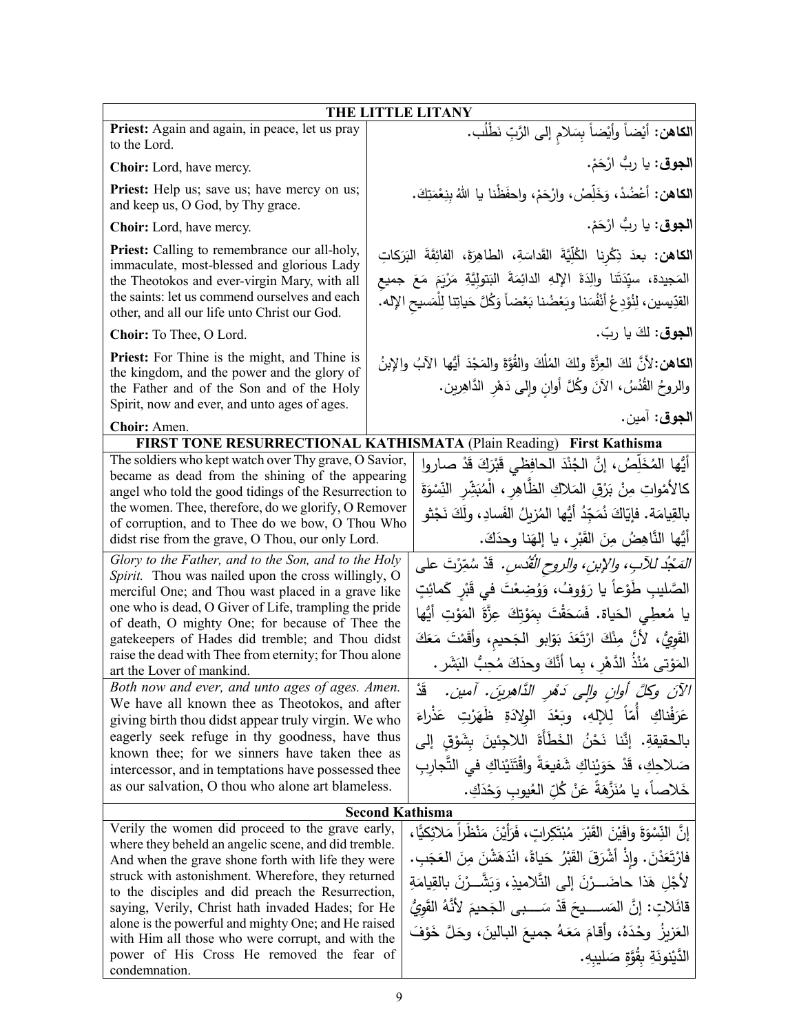| THE LITTLE LITANY | |
|---|---|
| **Priest:** Again and again, in peace, let us pray to the Lord. | **الكاهن:** أيْضاً وأيْضاً بِسَلامٍ إلى الرَّبِّ نَطْلُب. |
| **Choir:** Lord, have mercy. | **الجوق:** يا ربُّ ارْحَمْ. |
| **Priest:** Help us; save us; have mercy on us; and keep us, O God, by Thy grace. | **الكاهن:** أَعْضُدْ، وَخَلِّصْ، وارْحَمْ، واحفَظْنا يا اللهُ بِنِعْمَتِكَ. |
| **Choir:** Lord, have mercy. | **الجوق:** يا ربُّ ارْحَمْ. |
| **Priest:** Calling to remembrance our all-holy, immaculate, most-blessed and glorious Lady the Theotokos and ever-virgin Mary, with all the saints: let us commend ourselves and each other, and all our life unto Christ our God. | **الكاهن:** بعدَ ذِكْرِنا الكُلِّيَّةَ القَداسَةِ، الطاهِرَةَ، الفائِقَةَ البَرَكاتِ المَجيدة، سيِّدَتَنا والِدَةَ الإلهِ الدائِمَةَ البَتوليَّةِ مَرْيَمَ مَعَ جميعِ القدّيسين، لِنُوْدِعْ أنْفُسَنا وبَعْضُنا بَعْضاً وَكُلَّ حَياتِنا لِلْمَسيحِ الإله. |
| **Choir:** To Thee, O Lord. | **الجوق:** لكَ يا ربّ. |
| **Priest:** For Thine is the might, and Thine is the kingdom, and the power and the glory of the Father and of the Son and of the Holy Spirit, now and ever, and unto ages of ages. | **الكاهن:** لأنَّ لكَ العِزَّةَ ولكَ المُلْكَ والقُوَّةَ والمَجْدَ أيُّها الآبُ والإبنُ والروحُ القُدُسُ، الآنَ وكُلَّ أوانٍ وإلى دَهْرِ الدَّاهِرين. |
| **Choir:** Amen. | **الجوق:** آمين. |

**FIRST TONE RESURRECTIONAL KATHISMATA** (Plain Reading) **First Kathisma**

| | |
|---|---|
| The soldiers who kept watch over Thy grave, O Savior, became as dead from the shining of the appearing angel who told the good tidings of the Resurrection to the women. Thee, therefore, do we glorify, O Remover of corruption, and to Thee do we bow, O Thou Who didst rise from the grave, O Thou, our only Lord. | أيُّها المُخَلِّصُ، إنَّ الجُنْدَ الحافِظي قَبْرَكَ قَدْ صاروا كالأمْواتِ مِنْ بَرْقِ المَلاكِ الظَّاهِرِ، الْمُبَشِّرِ النِّسْوَةَ بالقِيامَة. فإيّاكَ نُمَجِّدُ أيُّها المُزيلُ الفَسادِ، ولَكَ نَجْثو أيُّها النَّاهِضُ مِنَ القَبْرِ، يا إلهَنا وحدَكَ. |
| *Glory to the Father, and to the Son, and to the Holy Spirit.* Thou was nailed upon the cross willingly, O merciful One; and Thou wast placed in a grave like one who is dead, O Giver of Life, trampling the pride of death, O mighty One; for because of Thee the gatekeepers of Hades did tremble; and Thou didst raise the dead with Thee from eternity; for Thou alone art the Lover of mankind. | *المَجْدُ للآبِ، والإبنِ، والروحِ القُدُسِ.* قَدْ سُمِّرْتَ على الصَّليبِ طَوْعاً يا رَؤوفُ، وَوُضِعْتَ في قَبْرٍ كَمائِتٍ يا مُعطِي الحَياة. فَسَحَقْتَ بِمَوْتِكَ عِزَّةَ المَوْتِ أيُّها القَوِيُّ، لأنَّ مِنْكَ ارْتَعَدَ بَوّابو الجَحيمِ، وأقَمْتَ مَعَكَ المَوْتى مُنْذُ الدَّهْرِ، بِما أنَّكَ وحدَكَ مُحِبُّ البَشَر. |
| *Both now and ever, and unto ages of ages. Amen.* We have all known thee as Theotokos, and after giving birth thou didst appear truly virgin. We who eagerly seek refuge in thy goodness, have thus known thee; for we sinners have taken thee as intercessor, and in temptations have possessed thee as our salvation, O thou who alone art blameless. | *الآنَ وكلَّ أوانٍ وإلى دَهْرِ الدَّاهِرينَ. آمين.* قَدْ عَرَفْناكِ أُمّاً لِلإلهِ، وبَعْدَ الوِلادَةِ ظَهَرْتِ عَذْراءَ بالحقيقةِ. إنَّنا نَحْنُ الخَطَأَةَ اللاجِئينَ بِشَوْقٍ إلى صَلاحِكِ، قَدْ حَوَيْناكِ شَفيعَةً واقْتَنَيْناكِ في التَّجارِبِ خَلاصاً، يا مُنَزَّهَةً عَنْ كُلِّ العُيوبِ وَحْدَكِ. |

**Second Kathisma**

| | |
|---|---|
| Verily the women did proceed to the grave early, where they beheld an angelic scene, and did tremble. And when the grave shone forth with life they were struck with astonishment. Wherefore, they returned to the disciples and did preach the Resurrection, saying, Verily, Christ hath invaded Hades; for He alone is the powerful and mighty One; and He raised with Him all those who were corrupt, and with the power of His Cross He removed the fear of condemnation. | إنَّ النِّسْوَةَ وافَيْنَ القَبْرَ مُبْتَكِراتٍ، فَرَأَيْنَ مَنْظَراً مَلائِكيًّا، فارْتَعَدْنَ. وإذْ أشْرَقَ القَبْرُ حَياةً، انْدَهَشْنَ مِنَ العَجَب. لأجْلِ هَذا حاضَرْنَ إلى التَّلاميذِ، وَبَشَّرْنَ بالقِيامَةِ قائلاتٍ: إنَّ المَسيحَ قَدْ سَبى الجَحيمَ لأنَّهُ القَوِيُّ العَزيزُ وحْدَهُ، وأقامَ مَعَهُ جميعَ البالينَ، وحَلَّ خَوْفَ الدَّيْنونَةِ بِقُوَّةِ صَليبِهِ. |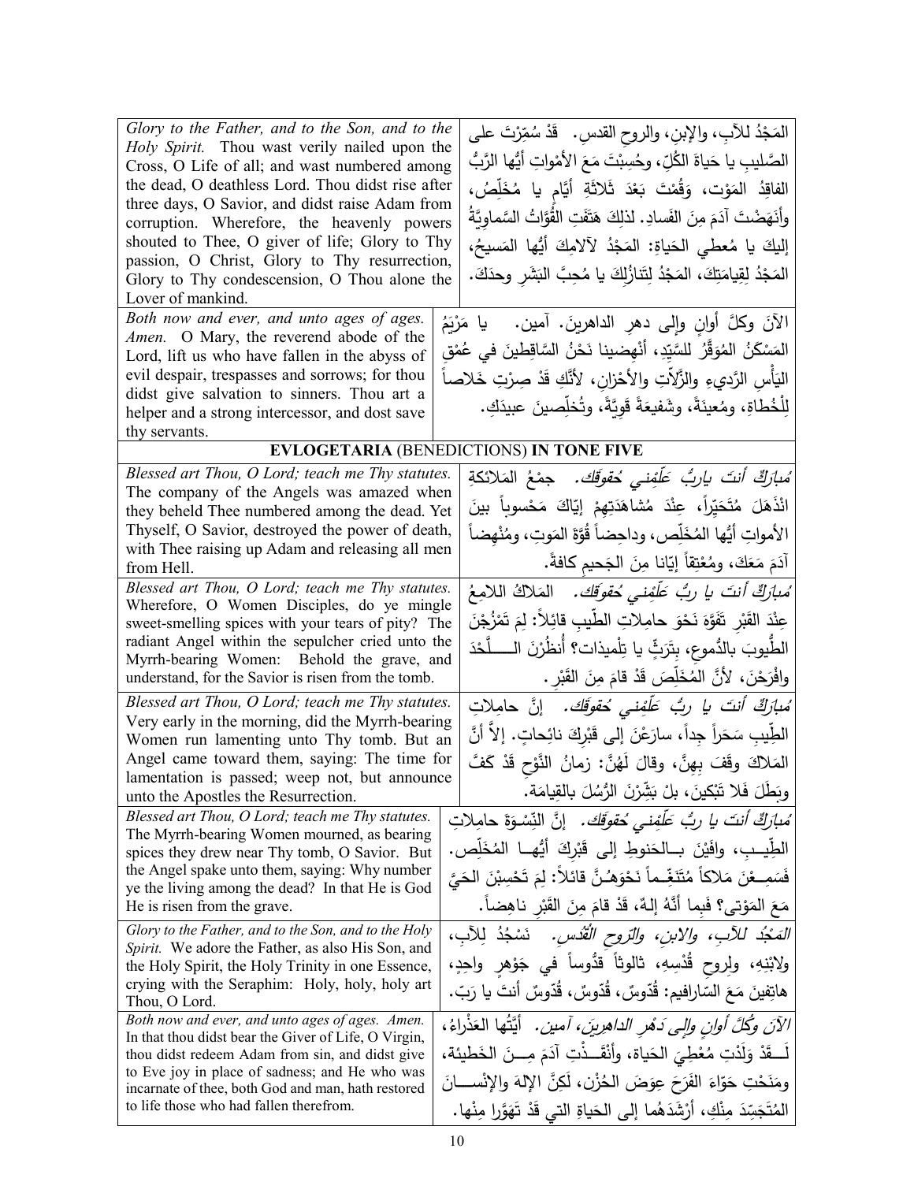| English | Arabic |
|---|---|
| *Glory to the Father, and to the Son, and to the Holy Spirit.* Thou wast verily nailed upon the Cross, O Life of all; and wast numbered among the dead, O deathless Lord. Thou didst rise after three days, O Savior, and didst raise Adam from corruption. Wherefore, the heavenly powers shouted to Thee, O giver of life; Glory to Thy passion, O Christ, Glory to Thy resurrection, Glory to Thy condescension, O Thou alone the Lover of mankind. | المَجْدُ للآبِ، والإبنِ، والروحِ القدسِ. قَدْ سُمِّرْتَ على الصَّليبِ يا حَياةَ الكُلِّ، وحُسِبْتَ مَعَ الأمْواتِ أيُّها الرَّبُّ الفاقِدُ المَوت، وَقُمْتَ بَعْدَ ثَلاثَةِ أيّامٍ يا مُخَلِّص، وأنَهَضْتَ آدَمَ مِنَ الفَسادِ. لذلِكَ هَتَفَتِ القُوّاتُ السَّماوِيَّةُ إليكَ يا مُعطي الحَياةِ: المَجْدُ لآلامِكَ أيُّها المَسيحُ، المَجْدُ لِقِيامَتِكَ، المَجْدُ لِتَنازُلِكَ يا مُحِبَّ البَشَرِ وحدَكَ. |
| *Both now and ever, and unto ages of ages. Amen.* O Mary, the reverend abode of the Lord, lift us who have fallen in the abyss of evil despair, trespasses and sorrows; for thou didst give salvation to sinners. Thou art a helper and a strong intercessor, and dost save thy servants. | الآنَ وكلَّ أوانٍ وإلى دهرِ الداهرينَ. آمين. يا مَرْيَمُ المَسْكَنُ المُوَقَّرُ للسَّيِّدِ، أنْهِضينا نَحْنُ السَّاقِطينَ في عُمْقِ اليَأْسِ الرَّديءِ والزَّلّاتِ والأحْزانِ، لأنَّكِ قَدْ صِرْتِ خَلاصاً لِلْخُطاةِ، ومُعينَةً، وشَفيعَةً قَوِيَّةً، وتُخلِّصينَ عبيدَكِ. |
| **EVLOGETARIA** (BENEDICTIONS) **IN TONE FIVE** | |
| *Blessed art Thou, O Lord; teach me Thy statutes.* The company of the Angels was amazed when they beheld Thee numbered among the dead. Yet Thyself, O Savior, destroyed the power of death, with Thee raising up Adam and releasing all men from Hell. | *مُبارَكٌ أنتَ ياربُّ عَلِّمْني حُقوقَكَ.* جمْعُ المَلائكةِ انْذَهَلَ مُتَحَيِّراً، عِنْدَ مُشاهَدَتِهِمْ إيّاكَ مَحْسوباً بينَ الأمواتِ أيُّها المُخَلِّص، وداحِضاً قُوَّةَ المَوتِ، ومُنْهِضاً آدَمَ مَعَكَ، ومُعْتِقاً إيّانا مِنَ الجَحيمِ كافةً. |
| *Blessed art Thou, O Lord; teach me Thy statutes.* Wherefore, O Women Disciples, do ye mingle sweet-smelling spices with your tears of pity? The radiant Angel within the sepulcher cried unto the Myrrh-bearing Women: Behold the grave, and understand, for the Savior is risen from the tomb. | *مُبارَكٌ أنتَ يا ربُّ عَلِّمْني حُقوقَكَ.* المَلاكُ اللامِعُ عِنْدَ القَبْرِ تَفَوَّهَ نَحْوَ حامِلاتِ الطّيبِ قائِلاً: لِمَ تَمْزُجْنَ الطُّيوبَ بالدُّموعِ، بِتَرَثٍّ يا تِلْميذات؟ أُنظُرْنَ اللَّحْدَ وافْرَحْنَ، لأنَّ المُخَلِّصَ قَدْ قامَ مِنَ القَبْرِ. |
| *Blessed art Thou, O Lord; teach me Thy statutes.* Very early in the morning, did the Myrrh-bearing Women run lamenting unto Thy tomb. But an Angel came toward them, saying: The time for lamentation is passed; weep not, but announce unto the Apostles the Resurrection. | *مُبارَكٌ أنتَ يا ربُّ عَلِّمْني حُقوقَكَ.* إنَّ حامِلاتِ الطِّيبِ سَحَراً جِداً، سارَعْنَ إلى قَبْرِكَ نائِحاتٍ. إلاَّ أنَّ المَلاكَ وقَفَ بِهِنَّ، وقالَ لَهُنَّ: زمانُ النَّوْحِ قَدْ كَفَّ وبَطَلَ فَلا تَبْكينَ، بلْ بَشِّرْنَ الرُّسُلَ بالقِيامَة. |
| *Blessed art Thou, O Lord; teach me Thy statutes.* The Myrrh-bearing Women mourned, as bearing spices they drew near Thy tomb, O Savior. But the Angel spake unto them, saying: Why number ye the living among the dead? In that He is God He is risen from the grave. | *مُبارَكٌ أنتَ يا ربُّ عَلِّمْني حُقوقَكَ.* إنَّ النِّسْوَةَ حامِلاتِ الطِّيبِ، وافَيْنَ بالحَنوطِ إلى قَبْرِكَ أيُّها المُخَلِّص. فَسَمِعْنَ مَلاكاً مُتَنَغِّماً نَحْوَهُنَّ قائلاً: لِمَ تَحْسِبْنَ الحَيَّ مَعَ المَوْتى؟ فَبِما أنَّهُ إلهٌ، قَدْ قامَ مِنَ القَبْرِ ناهِضاً. |
| *Glory to the Father, and to the Son, and to the Holy Spirit.* We adore the Father, as also His Son, and the Holy Spirit, the Holy Trinity in one Essence, crying with the Seraphim: Holy, holy, holy art Thou, O Lord. | *المَجْدُ للآبِ، والابنِ، والرّوحِ القُدُس.* نَسْجُدُ لِلآبِ، ولابْنِهِ، ولِروحِ قُدْسِهِ، ثالوثاً قدُّوساً في جَوْهرٍ واحِدٍ، هاتِفينَ مَعَ السّارافيم: قُدّوسٌ، قُدّوسٌ، قُدّوسٌ أنتَ يا رَبّ. |
| *Both now and ever, and unto ages of ages. Amen.* In that thou didst bear the Giver of Life, O Virgin, thou didst redeem Adam from sin, and didst give to Eve joy in place of sadness; and He who was incarnate of thee, both God and man, hath restored to life those who had fallen therefrom. | *الآنَ وكُلَّ أوانٍ وإلى دَهْرِ الداهِرينَ، آمين.* أيَّتُها العَذْراءُ، لَقَدْ وَلَدْتِ مُعْطِيَ الحَياة، وأنْقَذْتِ آدَمَ مِنَ الخَطيئة، ومَنَحْتِ حَوّاءَ الفَرَحَ عِوَضَ الحُزْن، لَكِنَّ الإلهَ والإنْسانَ المُتَجَسِّدَ مِنْكِ، أرْشَدَهُما إلى الحَياةِ التي قَدْ تَهَوَّرا مِنْها. |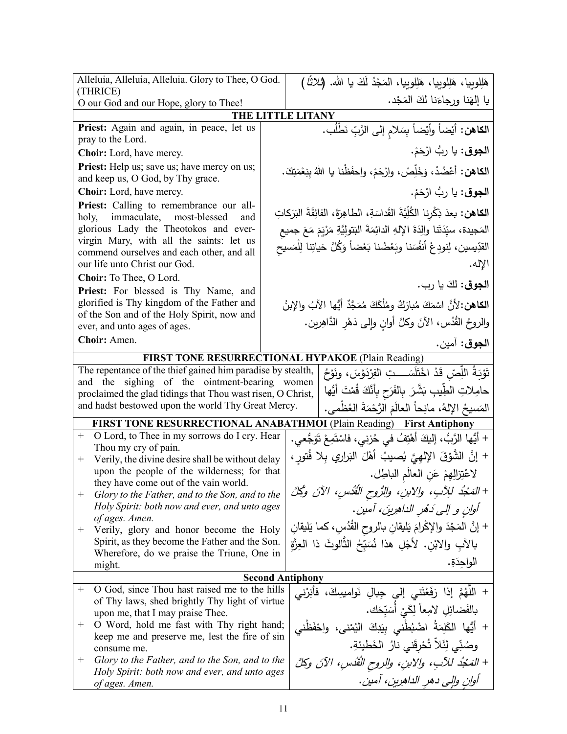| Alleluia, Alleluia, Alleluia. Glory to Thee, O God. (THRICE)<br>O our God and our Hope, glory to Thee! | هَلِلويا، هَلِلويا، هَلِلويا، المَجْدُ لَكَ يا الله. (ثلاثاً)<br>يا إلهَنا ورجاءَنا لكَ المَجْد. |
|---|---|

**THE LITTLE LITANY**

| | |
|---|---|
| **Priest:** Again and again, in peace, let us pray to the Lord. | **الكاهن:** أيْضاً وأيْضاً بِسَلامٍ إلى الرَّبِّ نَطْلُب. |
| **Choir:** Lord, have mercy. | **الجوق:** يا ربُّ ارْحَمْ. |
| **Priest:** Help us; save us; have mercy on us; and keep us, O God, by Thy grace. | **الكاهن:** أعْضُدْ، وَخَلِّصْ، وارْحَمْ، واحفَظْنا يا اللهُ بِنِعْمَتِكَ. |
| **Choir:** Lord, have mercy. | **الجوق:** يا ربُّ ارْحَمْ. |
| **Priest:** Calling to remembrance our all-holy, immaculate, most-blessed and glorious Lady the Theotokos and ever-virgin Mary, with all the saints: let us commend ourselves and each other, and all our life unto Christ our God. | **الكاهن:** بعدَ ذِكْرِنا الكُلِّيَّةَ القَداسَةِ، الطاهِرَةَ، الفائِقَةَ البَرَكاتِ المَجيدة، سيِّدَتَنا والِدَةَ الإلهِ الدائِمَةَ البَتوليَّةِ مَرْيَمَ مَعَ جميعِ القدِّيسين، لِنودِعْ أنفُسَنا وبَعْضُنا بَعْضاً وَكُلَّ حَياتِنا لِلْمَسيحِ الإله. |
| **Choir:** To Thee, O Lord. | **الجوق:** لكَ يا رب. |
| **Priest:** For blessed is Thy Name, and glorified is Thy kingdom of the Father and of the Son and of the Holy Spirit, now and ever, and unto ages of ages. | **الكاهن:** لأنَّ اسْمَكَ مُبارَكٌ ومُلْكَكَ مُمَجَّدٌ أيُّها الآبُ والإبنُ والروحُ القُدُس، الآنَ وكلَّ أوانٍ وإلى دَهْرِ الدَّاهِرين. |
| **Choir:** Amen. | **الجوق:** آمين. |

**FIRST TONE RESURRECTIONAL HYPAKOE** (Plain Reading)

| | |
|---|---|
| The repentance of the thief gained him paradise by stealth, and the sighing of the ointment-bearing women proclaimed the glad tidings that Thou wast risen, O Christ, and hadst bestowed upon the world Thy Great Mercy. | تَوْبَةُ اللِّصِّ قَدْ اخْتَلَسَـــتِ الفِرْدَوْسَ، ونَوْحُ حامِلاتِ الطِّيبِ بَشَّرَ بِالفَرَحِ بِأنَّكَ قُمْتَ أيُّها المَسيحُ الإلهُ، مانِحاً العالَمَ الرَّحْمَةَ العُظْمى. |

**FIRST TONE RESURRECTIONAL ANABATHMOI** (Plain Reading) **First Antiphony**

| | |
|---|---|
| + O Lord, to Thee in my sorrows do I cry. Hear Thou my cry of pain. | + أيُّها الرَّبُّ، إليكَ أهْتِفُ في حُزْني، فاسْتَمِعْ تَوَجُّعي. |
| + Verily, the divine desire shall be without delay upon the people of the wilderness; for that they have come out of the vain world. | + إنَّ الشَّوْقَ الإلهِيَّ يُصيبُ أهْلَ البَراري بِلا فُتورٍ، لاعْتِزالِهِمْ عَنِ العالَمِ الباطِل. |
| + *Glory to the Father, and to the Son, and to the Holy Spirit: both now and ever, and unto ages of ages. Amen.* | + *المَجْدُ للآبِ، والابنِ، والرُّوحِ القُدُسِ، الآنَ وكُلَّ أوانٍ و إلى دَهْرِ الداهِرينَ، آمين.* |
| + Verily, glory and honor become the Holy Spirit, as they become the Father and the Son. Wherefore, do we praise the Triune, One in might. | + إنَّ المَجْدَ والإكْرامَ يَليقانِ بالروحِ القُدُسِ، كما يَليقانِ بالآبِ والابْنِ. لأجْلِ هذا نُسَبِّحُ الثَّالوثَ ذا العِزَّةِ الواحِدَةِ. |

**Second Antiphony**

| | |
|---|---|
| + O God, since Thou hast raised me to the hills of Thy laws, shed brightly Thy light of virtue upon me, that I may praise Thee. | + اللَّهُمَّ إذا رَفَعْتَني إلى جِبالِ نَواميسِكَ، فأنِرْني بالفَضائِلِ لامِعاً لِكَيْ أُسَبِّحَك. |
| + O Word, hold me fast with Thy right hand; keep me and preserve me, lest the fire of sin consume me. | + أيُّها الكَلِمَةُ اضْبُطْني بِيَدِكَ اليُمْنى، واحْفَظْني وصُنِّي لِئَلاّ تُحْرِقَني نارُ الخَطيئَةِ. |
| + *Glory to the Father, and to the Son, and to the Holy Spirit: both now and ever, and unto ages of ages. Amen.* | + *المَجْدُ للآبِ، والابنِ، والروحِ القُدُسِ، الآنَ وكلَّ أوانٍ وإلى دهرِ الداهرين، آمين.* |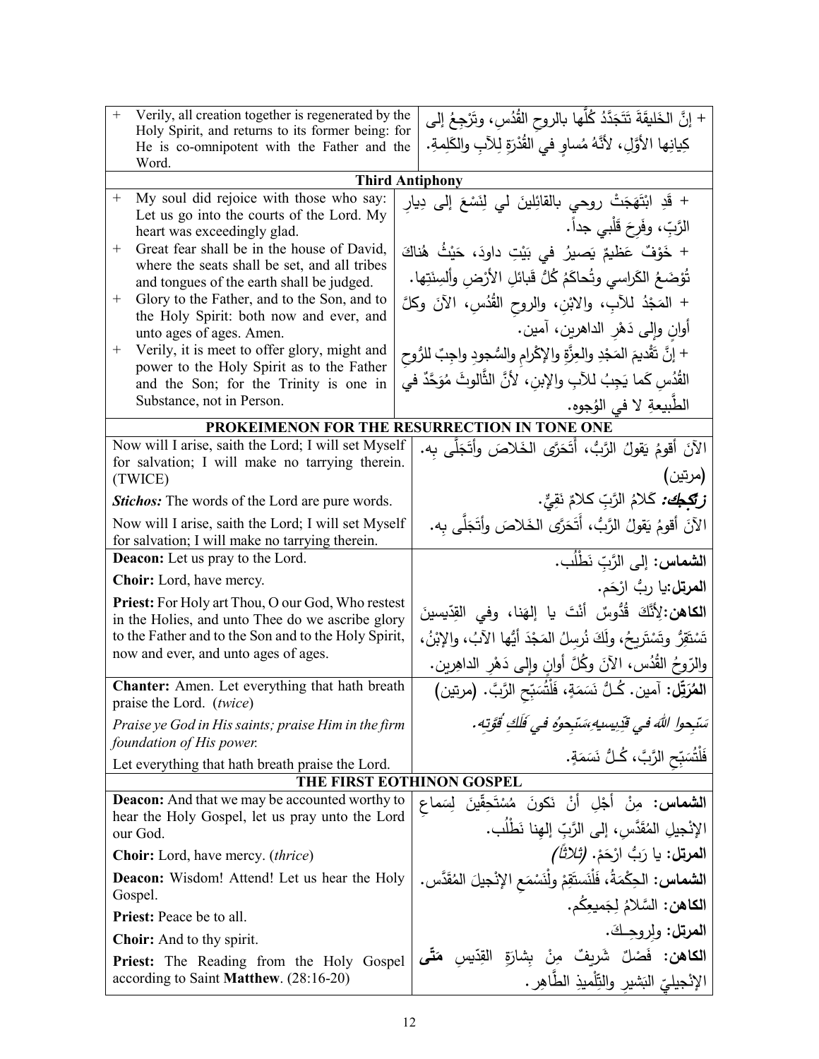| English | Arabic |
|---|---|
| + Verily, all creation together is regenerated by the Holy Spirit, and returns to its former being: for He is co-omnipotent with the Father and the Word. | + إنَّ الخَليقَةَ تَتَجَدَّدُ كُلُّها بالروحِ القُدُسِ، وتَرْجِعُ إلى كِيانِها الأوَّلِ، لأنَّهُ مُساوٍ في القُدْرَةِ لِلآبِ والكَلِمةِ. |
| **Third Antiphony** | |
| + My soul did rejoice with those who say: Let us go into the courts of the Lord. My heart was exceedingly glad. | + قَدِ ابْتَهَجَتْ روحي بالقائِلينَ لي لِنَسْعَ إلى دِيارِ الرَّبِّ، وفَرِحَ قَلْبي جداً. |
| + Great fear shall be in the house of David, where the seats shall be set, and all tribes and tongues of the earth shall be judged. | + خَوْفٌ عَظيمٌ يَصيرُ في بَيْتِ داودَ، حَيْثُ هُناكَ تُوْضَعُ الكَراسي وتُحاكَمُ كُلُّ قَبائِلِ الأرْضِ وألْسِنَتِها. |
| + Glory to the Father, and to the Son, and to the Holy Spirit: both now and ever, and unto ages of ages. Amen. | + المَجْدُ للآبِ، والابْنِ، والروحِ القُدُسِ، الآنَ وكلَّ أوانٍ وإلى دَهْرِ الداهرين، آمين. |
| + Verily, it is meet to offer glory, might and power to the Holy Spirit as to the Father and the Son; for the Trinity is one in Substance, not in Person. | + إنَّ تَقْديمَ المَجْدِ والعِزَّةِ والإكْرامِ والسُّجودِ واجِبٌ للرُّوحِ القُدُسِ كَما يَجِبُ للآبِ والإبنِ، لأنَّ الثَّالوثَ مُوَحَّدٌ في الطَّبيعةِ لا في الوُجوه. |
| **PROKEIMENON FOR THE RESURRECTION IN TONE ONE** | |
| Now will I arise, saith the Lord; I will set Myself for salvation; I will make no tarrying therein. (TWICE) | الآنَ أقومُ يَقولُ الرَّبُّ، أتَحَرَّى الخَلاصَ وأتَجَلَّى بِه. (مرتين) |
| ***Stichos:*** The words of the Lord are pure words. | ***زتكجك:*** كَلامُ الرَّبِّ كَلامٌ نَقِيٌّ. |
| Now will I arise, saith the Lord; I will set Myself for salvation; I will make no tarrying therein. | الآنَ أقومُ يَقولُ الرَّبُّ، أتَحَرَّى الخَلاصَ وأتَجَلَّى بِه. |
| **Deacon:** Let us pray to the Lord. | **الشماس:** إلى الرَّبِّ نَطْلُب. |
| **Choir:** Lord, have mercy. | **المرتل:** يا ربُّ ارْحَم. |
| **Priest:** For Holy art Thou, O our God, Who restest in the Holies, and unto Thee do we ascribe glory to the Father and to the Son and to the Holy Spirit, now and ever, and unto ages of ages. | **الكاهن:** لِأنَّكَ قُدُوسٌ أنْتَ يا إلهَنا، وفي القِدّيسينَ تَسْتَقِرُّ وتَسْتَريحُ، ولَكَ نُرسِلُ المَجْدَ أيُّها الآبُ، والإبْنُ، والرّوحُ القُدُس، الآنَ وكُلَّ أوانٍ وإلى دَهْرِ الداهِرين. |
| **Chanter:** Amen. Let everything that hath breath praise the Lord. (*twice*) | **المُرَتِّل:** آمين. كُلُّ نَسَمَةٍ، فَلْتُسَبِّحِ الرَّبَّ. (مرتين) |
| *Praise ye God in His saints; praise Him in the firm foundation of His power.* | *سَبِّحوا اللهَ في قِدِّيسيهِ، سَبِّحوهُ في فَلَكِ قُوَّتِه.* |
| Let everything that hath breath praise the Lord. | فَلْتُسَبِّحِ الرَّبَّ، كُلُّ نَسَمَةٍ. |
| **THE FIRST EOTHINON GOSPEL** | |
| **Deacon:** And that we may be accounted worthy to hear the Holy Gospel, let us pray unto the Lord our God. | **الشماس:** مِنْ أجْلِ أنْ نَكونَ مُسْتَحِقّينَ لِسَماعِ الإنْجيلِ المُقَدَّسِ، إلى الرَّبِّ إلهِنا نَطْلُب. |
| **Choir:** Lord, have mercy. (*thrice*) | **المرتل:** يا رَبُّ ارْحَمْ. *(ثلاثاً)* |
| **Deacon:** Wisdom! Attend! Let us hear the Holy Gospel. | **الشماس:** الحِكْمَةُ، فَلْنَستَقِمْ ولْنَسْمَعِ الإنْجيلَ المُقَدَّس. |
| **Priest:** Peace be to all. | **الكاهن:** السَّلامُ لِجَميعِكُم. |
| **Choir:** And to thy spirit. | **المرتل:** ولِروحِكَ. |
| **Priest:** The Reading from the Holy Gospel according to Saint **Matthew**. (28:16-20) | **الكاهن:** فَصْلٌ شَريفٌ مِنْ بِشارَةِ القِدّيسِ **مَتّى** الإنْجيليِّ البَشيرِ والتِّلْميذِ الطَّاهِر. |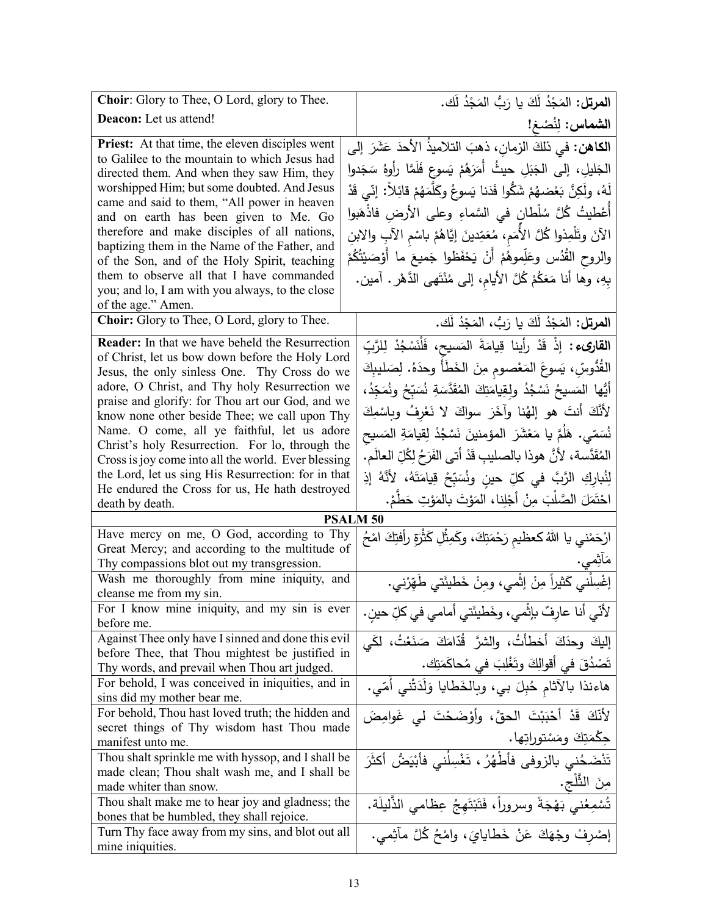| | |
|---|---|
| **Choir**: Glory to Thee, O Lord, glory to Thee. | **المرتل:** المَجْدُ لَكَ يا رَبُّ المَجْدُ لَك. |
| **Deacon:** Let us attend! | **الشماس:** لِنُصْغِ! |
| **Priest:** At that time, the eleven disciples went to Galilee to the mountain to which Jesus had directed them. And when they saw Him, they worshipped Him; but some doubted. And Jesus came and said to them, "All power in heaven and on earth has been given to Me. Go therefore and make disciples of all nations, baptizing them in the Name of the Father, and of the Son, and of the Holy Spirit, teaching them to observe all that I have commanded you; and lo, I am with you always, to the close of the age." Amen. | **الكاهن:** في ذلكَ الزمانِ، ذهبَ التلاميذُ الأحدَ عَشَرَ إلى الجَليلِ، إلى الجَبَلِ حيثُ أَمَرَهُمْ يَسوع فَلَمَّا رأوهُ سَجَدوا لَهُ، ولَكِنَّ بَعْضَهُمْ شَكُّوا فَدَنا يَسوعُ وكَلَّمَهُمْ قائِلاً: إنّي قَدْ أُعْطيتُ كُلَّ سُلْطانٍ في السَّماءِ وعلى الأرضِ فاذْهَبوا الآنَ وتَلْمِذوا كُلَّ الأُمَمِ، مُعَمِّدينَ إيَّاهُمْ باسْمِ الآبِ والابنِ والروحِ القُدُس وعَلِّموهُمْ أَنْ يَحْفَظوا جَميعَ ما أَوْصَيْتُكُمْ بِهِ، وها أنا مَعَكُمْ كُلَّ الأيامِ، إلى مُنْتَهى الدَّهْر. آمين. |
| **Choir:** Glory to Thee, O Lord, glory to Thee. | **المرتل:** المَجْدُ لَكَ يا رَبُّ، المَجْدُ لَك. |
| **Reader:** In that we have beheld the Resurrection of Christ, let us bow down before the Holy Lord Jesus, the only sinless One. Thy Cross do we adore, O Christ, and Thy holy Resurrection we praise and glorify: for Thou art our God, and we know none other beside Thee; we call upon Thy Name. O come, all ye faithful, let us adore Christ's holy Resurrection. For lo, through the Cross is joy come into all the world. Ever blessing the Lord, let us sing His Resurrection: for in that He endured the Cross for us, He hath destroyed death by death. | **القارىء:** إِذْ قَدْ رأينا قِيامَةَ المَسيحِ، فَلْنَسْجُدْ لِلرَّبِّ القُدُّوسِ، يَسوعَ المَعْصومِ مِنَ الخَطَأ وحدَهُ. لِصَليبِكَ أيُّها المَسيحُ نَسْجُدُ ولِقِيامَتِكَ المُقَدَّسَةِ نُسَبِّحُ ونُمَجِّدُ، لأنَّكَ أنتَ هو إلهُنا وآخَرَ سواكَ لا نَعْرِفُ وباسْمِكَ نُسَمّي. هَلُمَّ يا مَعْشَرَ المؤمنينَ نَسْجُدْ لِقِيامَةِ المَسيحِ المُقَدَّسة، لأنَّ هوذا بالصليبِ قَدْ أتى الفَرَحُ لِكُلِّ العالَم. لِنُبارِكِ الرَّبَّ في كلِّ حينٍ ونُسَبِّحْ قِيامَتَهُ، لأنَّهُ إذِ احْتَمَلَ الصَّلْبَ مِنْ أجْلِنا، المَوْتَ بالمَوْتِ حَطَّمْ. |
| **PSALM 50** | |
| Have mercy on me, O God, according to Thy Great Mercy; and according to the multitude of Thy compassions blot out my transgression. | ارْحَمْني يا اللهُ كعظيمِ رَحْمَتِكَ، وكَمِثْلِ كَثْرَةِ رأفتِكَ امْحُ مَآثِمي. |
| Wash me thoroughly from mine iniquity, and cleanse me from my sin. | إغْسِلْني كَثيراً مِنْ إثْمي، ومِنْ خَطيئَتي طَهِّرْني. |
| For I know mine iniquity, and my sin is ever before me. | لأنّي أنا عارِفٌ بإثْمي، وخَطيئَتي أمامي في كلِّ حينٍ. |
| Against Thee only have I sinned and done this evil before Thee, that Thou mightest be justified in Thy words, and prevail when Thou art judged. | إليكَ وحدَكَ أخطأتُ، والشرَّ قُدّامَكَ صَنَعْتُ، لكَي تَصْدُقَ في أقوالِكَ وتَغْلِبَ في مُحاكَمَتِك. |
| For behold, I was conceived in iniquities, and in sins did my mother bear me. | هاءنذا بالآثامِ حُبِلَ بي، وبالخَطايا وَلَدَتْني أُمّي. |
| For behold, Thou hast loved truth; the hidden and secret things of Thy wisdom hast Thou made manifest unto me. | لأنّكَ قَدْ أحْبَبْتَ الحقَّ، وأوْضَحْتَ لي غَوامِضَ حِكْمَتِكَ ومَسْتوراتِها. |
| Thou shalt sprinkle me with hyssop, and I shall be made clean; Thou shalt wash me, and I shall be made whiter than snow. | تَنْضَحُني بالزوفى فأطْهُرُ، تَغْسِلُني فأبْيَضُ أكثَرَ مِنَ الثَّلْج. |
| Thou shalt make me to hear joy and gladness; the bones that be humbled, they shall rejoice. | تُسْمِعُني بَهْجَةً وسروراً، فَتَبْتَهِجُ عِظامي الذَّليلَة. |
| Turn Thy face away from my sins, and blot out all mine iniquities. | إصْرِفْ وجْهَكَ عَنْ خَطايايَ، وامْحُ كُلَّ مآثِمي. |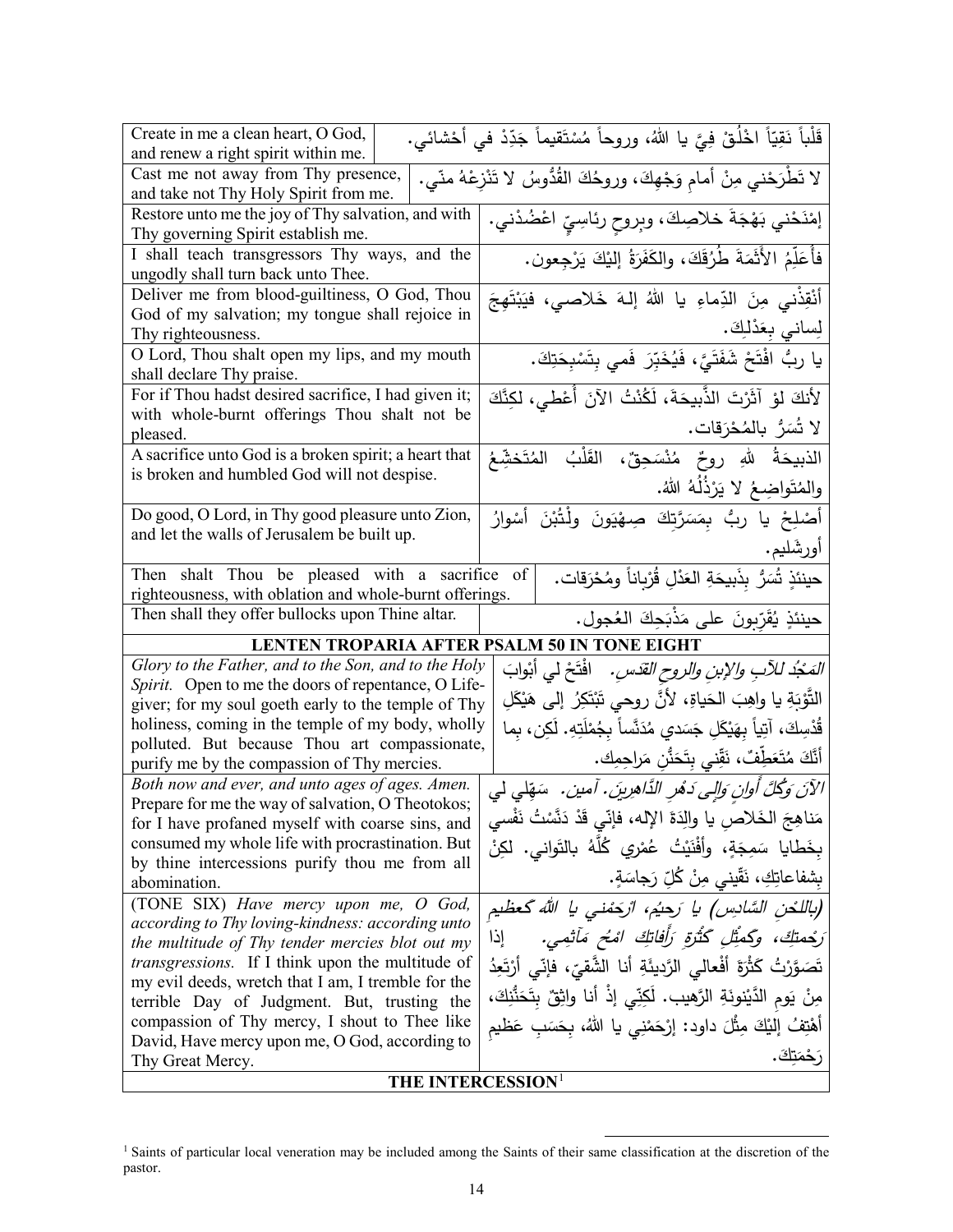| | |
|---|---|
| Create in me a clean heart, O God, and renew a right spirit within me. | قَلْباً نَقِيّاً اخْلُقْ فِيَّ يا اللهُ، وروحاً مُسْتَقيماً جَدِّدْ في أَحْشائي. |
| Cast me not away from Thy presence, and take not Thy Holy Spirit from me. | لا تَطْرَحْني مِنْ أمامِ وَجْهِكَ، وروحُكَ القُدُّوسُ لا تَنْزِعْهُ منّي. |
| Restore unto me the joy of Thy salvation, and with Thy governing Spirit establish me. | إمْنَحْني بَهْجَةَ خلاصِكَ، وبِروحٍ رئاسِيٍّ اعْضُدْني. |
| I shall teach transgressors Thy ways, and the ungodly shall turn back unto Thee. | فأُعَلِّمُ الأَثَمَةَ طُرُقَكَ، والكَفَرَةُ إليْكَ يَرْجِعون. |
| Deliver me from blood-guiltiness, O God, Thou God of my salvation; my tongue shall rejoice in Thy righteousness. | أَنْقِذْني مِنَ الدِّماءِ يا اللهُ إلهَ خَلاصي، فيَبْتَهِجَ لِساني بِعَدْلِكَ. |
| O Lord, Thou shalt open my lips, and my mouth shall declare Thy praise. | يا ربُّ افْتَحْ شَفَتَيَّ، فَيُخَبِّرَ فَمي بِتَسْبِحَتِكَ. |
| For if Thou hadst desired sacrifice, I had given it; with whole-burnt offerings Thou shalt not be pleased. | لأنكَ لوْ آثَرْتَ الذَّبيحَةَ، لَكُنْتُ الآنَ أُعْطي، لكِنَّكَ لا تُسَرُّ بالمُحْرَقات. |
| A sacrifice unto God is a broken spirit; a heart that is broken and humbled God will not despise. | الذبيحَةُ للهِ روحٌ مُنْسَحِقٌ، القَلْبُ المُتَخَشِّعُ والمُتَواضِعُ لا يَرْذُلُهُ اللهُ. |
| Do good, O Lord, in Thy good pleasure unto Zion, and let the walls of Jerusalem be built up. | أَصْلِحْ يا ربُّ بِمَسَرَّتِكَ صِهْيَونَ ولْتُبْنَ أسْوارُ أورشَليم. |
| Then shalt Thou be pleased with a sacrifice of righteousness, with oblation and whole-burnt offerings. | حينئذٍ تُسَرُّ بِذَبيحَةِ العَدْلِ قُرْباناً ومُحْرَقات. |
| Then shall they offer bullocks upon Thine altar. | حينئذٍ يُقَرِّبونَ على مَذْبَحِكَ العُجول. |
| **LENTEN TROPARIA AFTER PSALM 50 IN TONE EIGHT** | |
| *Glory to the Father, and to the Son, and to the Holy Spirit.* Open to me the doors of repentance, O Life-giver; for my soul goeth early to the temple of Thy holiness, coming in the temple of my body, wholly polluted. But because Thou art compassionate, purify me by the compassion of Thy mercies. | *المَجْدُ للآبِ والابنِ والروحِ القدس.* افْتَحْ لي أبْوابَ التَّوبَةِ يا واهِبَ الحَياةِ، لأنَّ روحي تَبْتَكِرُ إلى هَيْكَلِ قُدْسِكَ، آتِياً بِهَيْكَلِ جَسَدي مُدَنَّساً بِجُمْلَتِهِ. لَكِن، بما أنَّكَ مُتَعَطِّفٌ، نَقِّني بِتَحَنُّنِ مَراحِمِك. |
| *Both now and ever, and unto ages of ages. Amen.* Prepare for me the way of salvation, O Theotokos; for I have profaned myself with coarse sins, and consumed my whole life with procrastination. But by thine intercessions purify thou me from all abomination. | *الآنَ وَكُلَّ أَوانٍ وَإِلى دَهْرِ الدَّاهِرِينَ. آمين.* سَهِّلي لي مَناهِجَ الخَلاصِ يا والِدَةَ الإلهِ، فإنّي قَدْ دَنَّسْتُ نَفْسي بِخَطايا سَمِجَةٍ، وأفْنَيْتُ عُمْري كُلَّهُ بالتَواني. لكِنْ بِشفاعاتِكِ، نَقّيني مِنْ كُلِّ رَجاسَةٍ. |
| (TONE SIX) *Have mercy upon me, O God, according to Thy loving-kindness: according unto the multitude of Thy tender mercies blot out my transgressions.* If I think upon the multitude of my evil deeds, wretch that I am, I tremble for the terrible Day of Judgment. But, trusting the compassion of Thy mercy, I shout to Thee like David, Have mercy upon me, O God, according to Thy Great Mercy. | *(باللحْنِ السَّادِسِ) يا رَحيمُ، ارْحَمْني يا اللهُ كعظيمِ رَحمتِكَ، وكَمِثْلِ كَثْرَةِ رَأفاتِكَ امْحُ مَآثِمي.* إذا تَصَوَّرْتُ كَثْرَةَ أفْعالي الرَّديئَةِ أنا الشَّقيّ، فإنّي أرْتَعِدُ مِنْ يَومِ الدَّينونَةِ الرَّهيب. لَكِنّي إذْ أنا واثِقٌ بِتَحَنُّنِكَ، أهْتِفُ إلَيْكَ مِثْلَ داود: إرْحَمْني يا اللهُ، بِحَسَبِ عَظيمِ رَحْمَتِكَ. |
| **THE INTERCESSION**[1] | |

[1] Saints of particular local veneration may be included among the Saints of their same classification at the discretion of the pastor.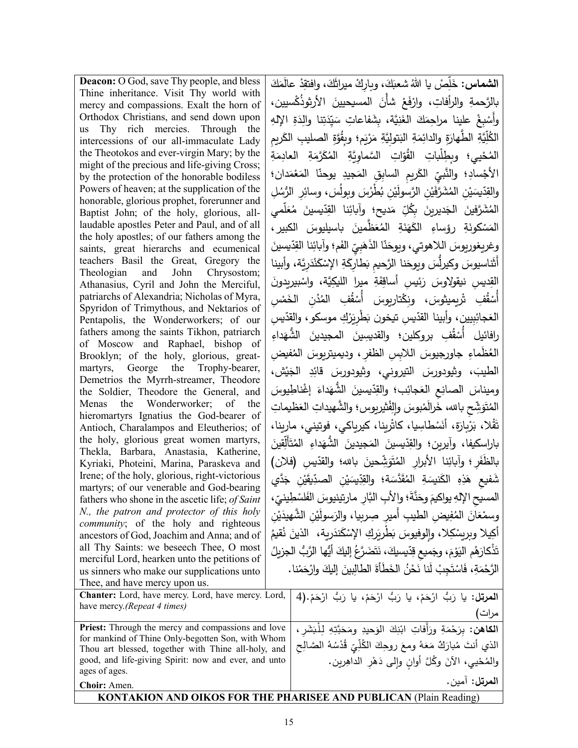**Deacon:** O God, save Thy people, and bless Thine inheritance. Visit Thy world with mercy and compassions. Exalt the horn of Orthodox Christians, and send down upon us Thy rich mercies. Through the intercessions of our all-immaculate Lady the Theotokos and ever-virgin Mary; by the might of the precious and life-giving Cross; by the protection of the honorable bodiless Powers of heaven; at the supplication of the honorable, glorious prophet, forerunner and Baptist John; of the holy, glorious, all-laudable apostles Peter and Paul, and of all the holy apostles; of our fathers among the saints, great hierarchs and ecumenical teachers Basil the Great, Gregory the Theologian and John Chrysostom; Athanasius, Cyril and John the Merciful, patriarchs of Alexandria; Nicholas of Myra, Spyridon of Trimythous, and Nektarios of Pentapolis, the Wonderworkers; of our fathers among the saints Tikhon, patriarch of Moscow and Raphael, bishop of Brooklyn; of the holy, glorious, great-martyrs, George the Trophy-bearer, Demetrios the Myrrh-streamer, Theodore the Soldier, Theodore the General, and Menas the Wonderworker; of the hieromartyrs Ignatius the God-bearer of Antioch, Charalampos and Eleutherios; of the holy, glorious great women martyrs, Thekla, Barbara, Anastasia, Katherine, Kyriaki, Photeini, Marina, Paraskeva and Irene; of the holy, glorious, right-victorious martyrs; of our venerable and God-bearing fathers who shone in the ascetic life; *of Saint N., the patron and protector of this holy community*; of the holy and righteous ancestors of God, Joachim and Anna; and of all Thy Saints: we beseech Thee, O most merciful Lord, hearken unto the petitions of us sinners who make our supplications unto Thee, and have mercy upon us.

**الشماس:** خَلِّصْ يا اللهُ شعبَكَ، وبارِكْ ميراثَكَ، وافتقِدْ عالَمَكَ بالرَّحمةِ والرأفاتِ، وارْفَعْ شأْنَ المسيحيينَ الأرثوذُكْسيين، وأَسْبِغْ علينا مراحِمَكَ الغَنِيَّة، بِشَفاعاتِ سَيِّدَتِنا والِدَةِ الإلهِ الكُلِّيَّةِ الطَّهارَةِ والدائِمَةِ البَتولِيَّةِ مَرْيَم؛ وبِقُوَّةِ الصليبِ الكَريمِ المُحْيي؛ وبِطِلْباتِ القُوّاتِ السَّماوِيَّةِ المُكَرَّمَةِ العادِمَةِ الأجْسادِ؛ والنَّبِيِّ الكَريمِ السابِقِ المَجيدِ يوحنّا المَعْمَدان؛ والقِدّيسَيْنِ المُشَرَّفَيْنِ الرَّسولَيْنِ بُطْرُسَ وبولُسَ، وسائرِ الرُّسُلِ المُشَرَّفينَ الجَديرينَ بِكُلِّ مَديح؛ وآبائِنا القِدّيسينَ مُعَلِّمي المَسْكونَةِ رؤساءِ الكَهَنَةِ المُعَظَّمينَ باسيليوسَ الكبير، وغريغوريوسَ اللاهوتي، ويوحَنّا الذَهَبِيِّ الفَمِ؛ وآبائِنا القِدّيسينَ أَثَناسيوسَ وكيرِلُّسَ ويوحَنا الرَّحيمِ بَطارِكَةِ الإسْكَنْدَرِيَّة، وأبينا القِديسِ نيقولاوسَ رَئيسِ أساقِفَةِ ميرا الليكِيَّة، واسْبيريدونَ أُسْقُفِ تْريميثوسَ، ونِكْتاريوسَ أُسْقُفِ المُدُنِ الخَمْسِ العَجائِبِيين، وأبينا القدّيسِ تيخون بَطْرِيَرْكِ موسكو، والقدّيسِ رافائيل أُسْقُفِ بروكلين؛ والقديسينَ المجيدينَ الشُّهَداءِ العُظَماءِ جاورجيوسَ اللابِسِ الظفرِ، وديميتريوسَ المُفيضِ الطيبَ، وثيودورسَ التيروني، وثيودورسَ قائِدِ الجَيْش، ومِيناسَ الصانِعِ العَجائِب؛ والقِدّيسينَ الشُّهَداءَ إغْناطِيوسَ المُتَوَشِّحِ بالله، خَرالَمْبوسَ وإلْفْثيريوس؛ والشَّهيداتِ العَظيماتِ تَقْلا، بَرْبارَة، أَنَسْطاسِيا، كاثْرينا، كيرياكي، فوتيني، مارينا، باراسكيفا، وآيرين؛ والقِدّيسينَ المَجيدينَ الشُّهَداءِ المُتَأَلِّقينَ بالظَفَرِ؛ وآبائِنا الأبرارِ المُتَوَشِّحينَ بالله؛ والقدّيسِ (فلان) شَفيعِ هَذِهِ الكَنيسَةِ المُقَدَّسَة؛ والقِدّيسَيْنِ الصدِّيقَيْنِ جَدَّي المسيحِ الإلهِ يواكيمَ وحَنَّةَ؛ والأبِ البّارِ مارتينيوسَ الفَلسْطينيّ، وسمْعانَ المُفيضِ الطيبِ أميرِ صِربيا، والرَسولَيْنِ الشَّهيدَيْنِ أكيلا وبريسْكِلا، والوفيوسَ بَطْرِيَركِ الإسْكَندَرية، الذينَ نُقيمُ تَذْكارَهُم اليَوْمَ؛ وجَميعِ قِدّيسيكَ، نَتَضَرَّعُ إليكَ أيُّها الرَّبُّ الجزيلُ الرَّحْمَةِ، فَاسْتَجِبْ لَنا نَحْنُ الخَطَأَة الطالِبينَ إليكَ وارْحَمْنا.

**Chanter:** Lord, have mercy. Lord, have mercy. Lord, have mercy.*(Repeat 4 times)*

**المرتل:** يا رَبُّ ارْحَمْ، يا رَبُّ ارْحَمْ، يا رَبُّ ارْحَمْ.(4 مرات)

**Priest:** Through the mercy and compassions and love for mankind of Thine Only-begotten Son, with Whom Thou art blessed, together with Thine all-holy, and good, and life-giving Spirit: now and ever, and unto ages of ages.

**الكاهن:** بِرَحْمَةِ ورَأفاتِ ابْنِكَ الوَحيدِ ومَحَبَّتِهِ لِلْبَشَرِ، الذي أنتَ مُبارَكٌ مَعَهُ ومعَ روحِكَ الكُلِّيِّ قُدْسُهُ الصّالِحِ والمُحْيِي، الآنَ وكُلَّ أوانٍ وإلى دَهْرِ الداهِرين.

**Choir:** Amen.

**المرتل:** آمين.

**KONTAKION AND OIKOS FOR THE PHARISEE AND PUBLICAN** (Plain Reading)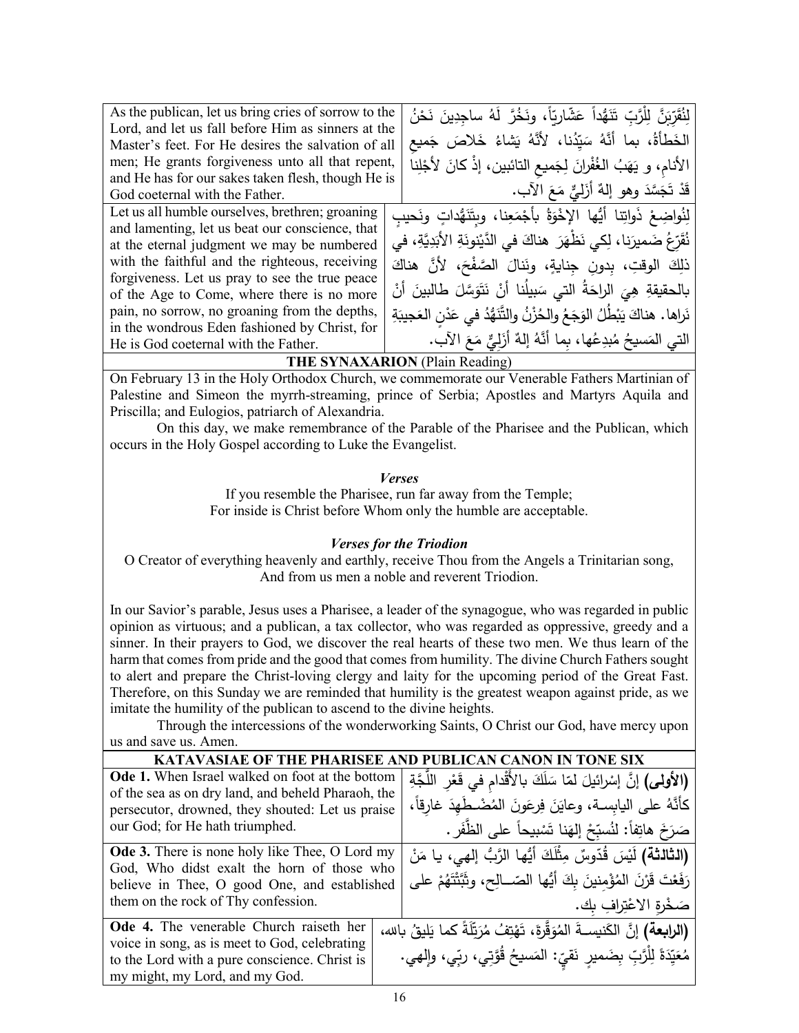| | |
|---|---|
| As the publican, let us bring cries of sorrow to the Lord, and let us fall before Him as sinners at the Master's feet. For He desires the salvation of all men; He grants forgiveness unto all that repent, and He has for our sakes taken flesh, though He is God coeternal with the Father. | لِنُقَرِّبَنَّ لِلْرَّبِّ تَنَهُّداً عَشّارِيّاً، ونَخُرَّ لَهُ ساجِدِينَ نَحْنُ الخَطَأَةُ، بما أَنَّهُ سَيِّدُنا، لأَنَّهُ يَشاءُ خَلاصَ جَميعِ الأنامِ، و يَهَبُ الغُفْرانَ لِجَميعِ التائبين، إذْ كانَ لأَجْلِنا قَدْ تَجَسَّدَ وهو إلهٌ أَزَلِيٌّ مَعَ الآب. |
| Let us all humble ourselves, brethren; groaning and lamenting, let us beat our conscience, that at the eternal judgment we may be numbered with the faithful and the righteous, receiving forgiveness. Let us pray to see the true peace of the Age to Come, where there is no more pain, no sorrow, no groaning from the depths, in the wondrous Eden fashioned by Christ, for He is God coeternal with the Father. | لِنُواضِعْ ذَواتِنا أَيُّها الإِخْوَةُ بأَجْمَعِنا، وبِتَنَهُّداتٍ ونَحيبٍ نُقَرِّعُ ضَميرَنا، لِكي نَظْهَرَ هناكَ في الدَّيْنونَةِ الأَبَدِيَّةِ، في ذلِكَ الوقتِ، بِدونِ جِنايةٍ، ونَنالَ الصَّفْحَ، لأنَّ هناكَ بالحقيقةِ هِيَ الراحَةُ التي سَبيلُنا أَنْ نَتَوَسَّلَ طالبينَ أَنْ نَراها. هناكَ يَبْطُلُ الوَجَعُ والحُزْنُ والتَّنَهُّدُ في عَدْنٍ العَجيبَةِ التي المَسيحُ مُبدِعُها، بِما أَنَّهُ إلهٌ أَزَلِيٌّ مَعَ الآب. |

**THE SYNAXARION** (Plain Reading)

On February 13 in the Holy Orthodox Church, we commemorate our Venerable Fathers Martinian of Palestine and Simeon the myrrh-streaming, prince of Serbia; Apostles and Martyrs Aquila and Priscilla; and Eulogios, patriarch of Alexandria.

On this day, we make remembrance of the Parable of the Pharisee and the Publican, which occurs in the Holy Gospel according to Luke the Evangelist.

***Verses***

If you resemble the Pharisee, run far away from the Temple;
For inside is Christ before Whom only the humble are acceptable.

***Verses for the Triodion***

O Creator of everything heavenly and earthly, receive Thou from the Angels a Trinitarian song,
And from us men a noble and reverent Triodion.

In our Savior's parable, Jesus uses a Pharisee, a leader of the synagogue, who was regarded in public opinion as virtuous; and a publican, a tax collector, who was regarded as oppressive, greedy and a sinner. In their prayers to God, we discover the real hearts of these two men. We thus learn of the harm that comes from pride and the good that comes from humility. The divine Church Fathers sought to alert and prepare the Christ-loving clergy and laity for the upcoming period of the Great Fast. Therefore, on this Sunday we are reminded that humility is the greatest weapon against pride, as we imitate the humility of the publican to ascend to the divine heights.

Through the intercessions of the wonderworking Saints, O Christ our God, have mercy upon us and save us. Amen.

**KATAVASIAE OF THE PHARISEE AND PUBLICAN CANON IN TONE SIX**

| | |
|---|---|
| **Ode 1.** When Israel walked on foot at the bottom of the sea as on dry land, and beheld Pharaoh, the persecutor, drowned, they shouted: Let us praise our God; for He hath triumphed. | **(الأولى)** إنَّ إسْرائيلَ لمّا سَلَكَ بالأَقْدامِ في قَعْرِ اللُّجَّةِ كأنَّهُ على اليابِسة، وعايَنَ فِرعَونَ المُضْطَهِدَ غارِقاً، صَرَخَ هاتِفاً: لنُسبِّحْ إلهَنا تَسْبيحاً على الظَّفَر. |
| **Ode 3.** There is none holy like Thee, O Lord my God, Who didst exalt the horn of those who believe in Thee, O good One, and established them on the rock of Thy confession. | **(الثالثة)** لَيْسَ قُدّوسٌ مِثْلَكَ أَيُّها الرَّبُّ إلهي، يا مَنْ رَفَعْتَ قَرْنَ المُؤْمِنينَ بِكَ أيُّها الصّالِح، وثَبَّتَّهُمْ على صَخْرَةِ الاعْتِرافِ بِك. |
| **Ode 4.** The venerable Church raiseth her voice in song, as is meet to God, celebrating to the Lord with a pure conscience. Christ is my might, my Lord, and my God. | **(الرابعة)** إنَّ الكَنيسةَ المُوَقَّرَةَ، تَهْتِفُ مُرَتِّلَةً كما يَليقُ بالله، مُعَيِّدَةً لِلْرَّبِّ بِضَميرٍ نَقيّ: المَسيحُ قُوَّتي، ربّي، وإلهي. |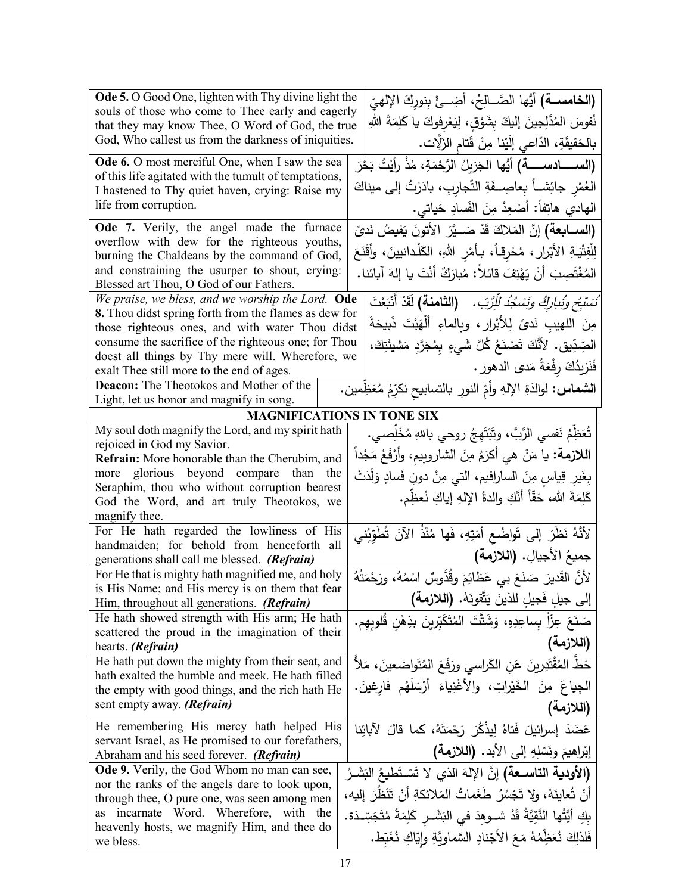| English | Arabic |
|---|---|
| **Ode 5.** O Good One, lighten with Thy divine light the souls of those who come to Thee early and eagerly that they may know Thee, O Word of God, the true God, Who callest us from the darkness of iniquities. | **(الخامسة)** أيُّها الصَّالِحُ، أَضِئْ بنورِكَ الإلهيِّ نُفوسَ المُدَّلِجينَ إليكَ بِشَوْقٍ، لِيَعْرِفوكَ يا كَلِمَةَ اللهِ بالحَقيقةِ، الدّاعي إلَيْنا مِنْ قَتامِ الزَّلّات. |
| **Ode 6.** O most merciful One, when I saw the sea of this life agitated with the tumult of temptations, I hastened to Thy quiet haven, crying: Raise my life from corruption. | **(السادسة)** أيُّها الجَزيلُ الرَّحْمَةِ، مُذْ رأيْتُ بَحْرَ العُمْرِ جائِشاً بِعاصِفَةِ التّجارِبِ، بادَرْتُ إلى ميناكَ الهادي هاتِفاً: أَصْعِدْ مِنَ الفَسادِ حَياتي. |
| **Ode 7.** Verily, the angel made the furnace overflow with dew for the righteous youths, burning the Chaldeans by the command of God, and constraining the usurper to shout, crying: Blessed art Thou, O God of our Fathers. | **(السابعة)** إنَّ المَلاكَ قَدْ صَيَّرَ الأتونَ يَفيضُ نَدىً لِلْفِتْيَةِ الأبْرار، مُحْرِقاً، بِأَمْرِ اللهِ، الكَلْدانيينَ، وأَقْنَعَ المُغْتَصِبَ أنْ يَهْتِفَ قائلاً: مُبارَكٌ أنْتَ يا إلهَ آبائنا. |
| *We praise, we bless, and we worship the Lord.* **Ode 8.** Thou didst spring forth from the flames as dew for those righteous ones, and with water Thou didst consume the sacrifice of the righteous one; for Thou doest all things by Thy mere will. Wherefore, we exalt Thee still more to the end of ages. | *نُسَبِّحُ ونُبارِكُ ونَسْجُدُ لِلْرَّبّ.* **(الثامنة)** لَقَدْ أَنْبَعْتَ مِنَ اللهيبِ نَدىً لِلأبْرار، وبالماءِ أَلْهَبْتَ ذَبيحَةَ الصِّدّيق. لأنَّكَ تَصْنَعُ كُلَّ شَيءٍ بِمُجَرَّدِ مَشيئَتِكَ، فَنَزيدُكَ رِفْعَةً مَدى الدهور. |
| **Deacon:** The Theotokos and Mother of the Light, let us honor and magnify in song. | **الشماس:** لوالدَةِ الإلهِ وأُمِّ النورِ بالتسابيحِ نكرِّمُ مُعَظِّمين. |

## MAGNIFICATIONS IN TONE SIX

| English | Arabic |
|---|---|
| My soul doth magnify the Lord, and my spirit hath rejoiced in God my Savior. **Refrain:** More honorable than the Cherubim, and more glorious beyond compare than the Seraphim, thou who without corruption bearest God the Word, and art truly Theotokos, we magnify thee. | تُعَظِّمُ نَفسي الرَّبَّ، وتَبْتَهِجُ روحي باللهِ مُخَلِّصي. **اللازمة:** يا مَنْ هي أكرَمُ مِنَ الشاروبيمِ، وأرْفَعُ مَجْداً بِغَيرِ قِياسٍ مِنَ السارافيم، التي مِنْ دونِ فَسادٍ وَلَدَتْ كَلِمَةَ الله، حَقّاً أنَّكِ والدةُ الإلهِ إياكِ نُعظِّم. |
| For He hath regarded the lowliness of His handmaiden; for behold from henceforth all generations shall call me blessed. *(Refrain)* | لأنَّهُ نَظَرَ إلى تَواضُعِ أَمَتِهِ، فَها مُنْذُ الآنَ تُطَوِّبُني جميعُ الأجيالِ. **(اللازمة)** |
| For He that is mighty hath magnified me, and holy is His Name; and His mercy is on them that fear Him, throughout all generations. *(Refrain)* | لأنَّ القَديرَ صَنَعَ بي عَظائِمَ وقُدُّوسٌ اسْمُهُ، ورَحْمَتُهُ إلى جيلٍ فَجيلٍ للذينَ يَتَّقونَهُ. **(اللازمة)** |
| He hath showed strength with His arm; He hath scattered the proud in the imagination of their hearts. *(Refrain)* | صَنَعَ عِزّاً بِساعِدِهِ، وَشَتَّتَ المُتَكَبِّرينَ بذِهْنِ قُلوبِهِم. **(اللازمة)** |
| He hath put down the mighty from their seat, and hath exalted the humble and meek. He hath filled the empty with good things, and the rich hath He sent empty away. *(Refrain)* | حَطَّ المُقْتَدِرينَ عَنِ الكَراسي ورَفَعَ المُتَواضِعينَ، مَلأَ الجِياعَ مِنَ الخَيْراتِ، والأَغْنِياءَ أرْسَلَهُم فارِغينَ. **(اللازمة)** |
| He remembering His mercy hath helped His servant Israel, as He promised to our forefathers, Abraham and his seed forever. *(Refrain)* | عَضَدَ إسرائيلَ فَتاهُ لِيذْكُرَ رَحْمَتَهُ، كما قالَ لآبائِنا إبْراهيمَ ونَسْلِهِ إلى الأبد. **(اللازمة)** |
| **Ode 9.** Verily, the God Whom no man can see, nor the ranks of the angels dare to look upon, through thee, O pure one, was seen among men as incarnate Word. Wherefore, with the heavenly hosts, we magnify Him, and thee do we bless. | **(الأودية التاسعة)** إنَّ الإلهَ الذي لا تَسْتَطيعُ البَشَرُ أنْ تُعايِنَهُ، ولا تَجْسُرُ طَغَماتُ المَلائكةِ أنْ تَنْظُرَ إليه، بِكِ أيَّتُها النَّقِيَّةُ قَدْ شوهِدَ في البَشَرِ كَلِمَةً مُتَجَسِّدَة. فَلِذلِكَ نُعَظِّمُهُ مَعَ الأجْنادِ السَّماوِيَّةِ وإيّاكِ نُغَبِّط. |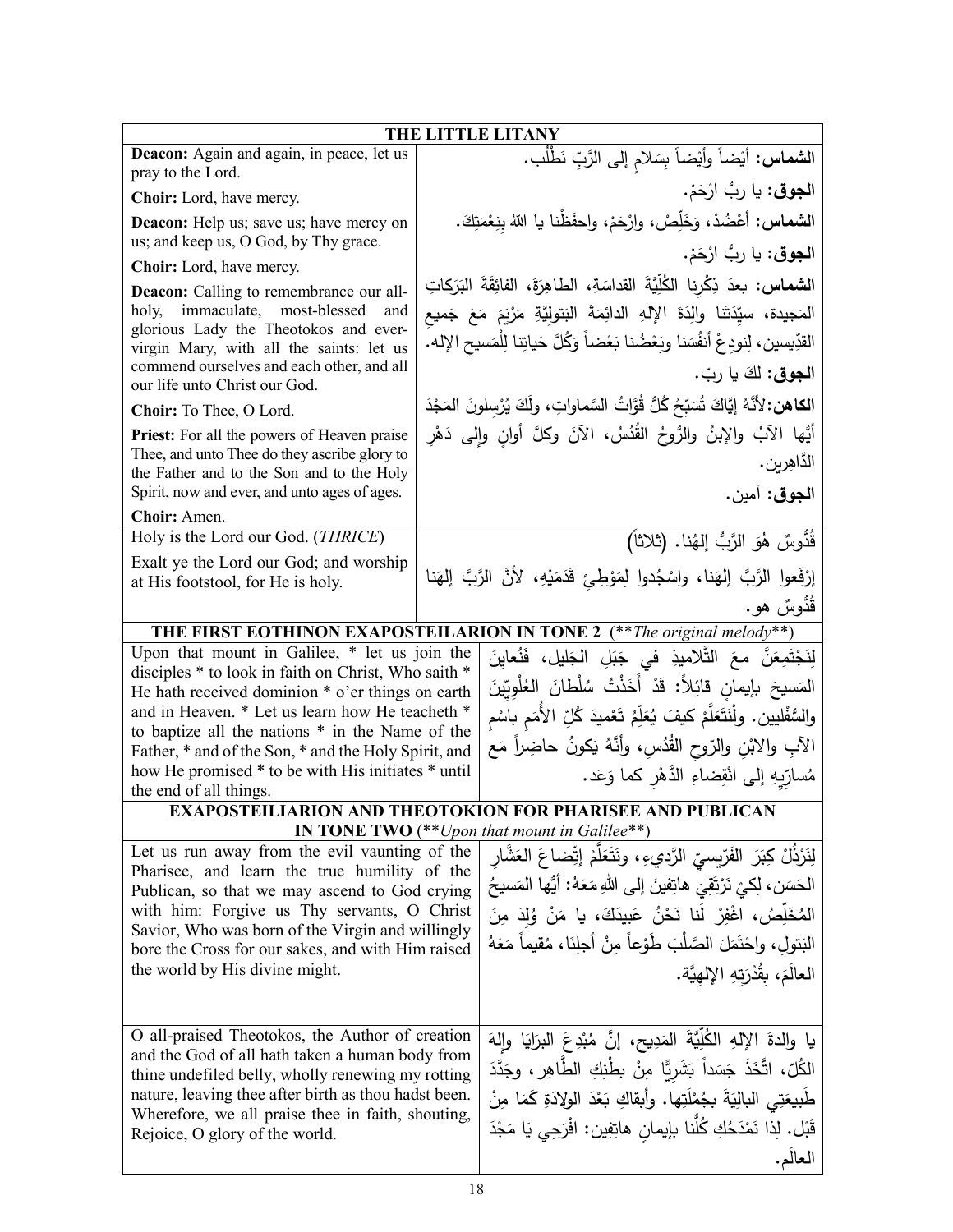## THE LITTLE LITANY

| English | Arabic |
|---|---|
| **Deacon:** Again and again, in peace, let us pray to the Lord. | **الشماس:** أيْضاً وأيْضاً بِسَلامٍ إلى الرَّبِّ نَطْلُب. |
| **Choir:** Lord, have mercy. | **الجوق:** يا ربُّ ارْحَمْ. |
| **Deacon:** Help us; save us; have mercy on us; and keep us, O God, by Thy grace. | **الشماس:** أَعْضُدْ، وَخَلِّصْ، وارْحَمْ، واحفَظْنا يا اللهُ بِنِعْمَتِكَ. |
| **Choir:** Lord, have mercy. | **الجوق:** يا ربُّ ارْحَمْ. |
| **Deacon:** Calling to remembrance our all-holy, immaculate, most-blessed and glorious Lady the Theotokos and ever-virgin Mary, with all the saints: let us commend ourselves and each other, and all our life unto Christ our God. | **الشماس:** بعدَ ذِكْرِنا الكُلِّيَّةَ القداسَةِ، الطاهِرَةَ، الفائِقَةَ البَرَكاتِ المَجيدة، سيِّدَتَنا والِدَةَ الإلهِ الدائِمَةَ البَتولِيَّةِ مَرْيَمَ مَعَ جَميعِ القدِّيسين، لِنودِعْ أنفُسَنا وبَعْضُنا بَعْضاً وَكُلَّ حَياتِنا لِلْمَسيحِ الإله. |
| **Choir:** To Thee, O Lord. | **الجوق:** لكَ يا ربّ. |
| **Priest:** For all the powers of Heaven praise Thee, and unto Thee do they ascribe glory to the Father and to the Son and to the Holy Spirit, now and ever, and unto ages of ages. | **الكاهن:** لأنَّهُ إيَّاكَ تُسَبِّحُ كُلُّ قُوَّاتُ السَّماواتِ، ولَكَ يُرْسِلونَ المَجْدَ أيُّها الآبُ والإبنُ والرُّوحُ القُدُسُ، الآنَ وكلَّ أوانٍ وإلى دَهْرِ الدَّاهرين. |
| **Choir:** Amen. | **الجوق:** آمين. |
| Holy is the Lord our God. (*THRICE*) | قُدُّوسٌ هُوَ الرَّبُّ إلهُنا. (ثلاثاً) |
| Exalt ye the Lord our God; and worship at His footstool, for He is holy. | إرْفَعوا الرَّبَّ إلهَنا، واسْجُدوا لِمَوْطِئِ قَدَمَيْهِ، لأنَّ الرَّبَّ إلهَنا قُدُّوسٌ هو. |

## THE FIRST EOTHINON EXAPOSTEILARION IN TONE 2 (*\*\*The original melody\*\**)

| English | Arabic |
|---|---|
| Upon that mount in Galilee, * let us join the disciples * to look in faith on Christ, Who saith * He hath received dominion * o'er things on earth and in Heaven. * Let us learn how He teacheth * to baptize all the nations * in the Name of the Father, * and of the Son, * and the Holy Spirit, and how He promised * to be with His initiates * until the end of all things. | لِنَجْتَمِعَنَّ معَ التَّلاميذِ في جَبَلِ الجَليل، فنُعاينَ المَسيحَ بإيمانٍ قائِلاً: قَدْ أَخَذْتُ سُلْطانَ العُلْوِيّينَ والسُّفْليين. ولْنَتَعَلَّمْ كيفَ يُعَلِّمُ تَعْميدَ كُلِّ الأُمَمِ باسْمِ الآبِ والابْنِ والرّوحِ القُدُسِ، وأَنَّهُ يَكونُ حاضِراً مَع مُسارّيهِ إلى انْقِضاءِ الدَّهْرِ كما وَعَد. |

## EXAPOSTEILIARION AND THEOTOKION FOR PHARISEE AND PUBLICAN IN TONE TWO (*\*\*Upon that mount in Galilee\*\**)

| English | Arabic |
|---|---|
| Let us run away from the evil vaunting of the Pharisee, and learn the true humility of the Publican, so that we may ascend to God crying with him: Forgive us Thy servants, O Christ Savior, Who was born of the Virgin and willingly bore the Cross for our sakes, and with Him raised the world by His divine might. | لِنَرْذُلْ كِبَرَ الفَرّيسيِّ الرَّديء، ونَتَعَلَّمْ إتّضاعَ العَشّارِ الحَسَن، لِكيْ نَرْتَقِيَ هاتِفينَ إلى اللهِ مَعَهُ: أَيُّها المَسيحُ المُخَلِّصُ، اغْفِرْ لَنا نَحْنُ عَبيدَكَ، يا مَنْ وُلِدَ مِنَ البَتولِ، واحْتَمَلَ الصَّلْبَ طَوْعاً مِنْ أجلِنا، مُقيماً مَعَهُ العالَمَ، بِقُدْرَتِهِ الإلهِيَّة. |
| O all-praised Theotokos, the Author of creation and the God of all hath taken a human body from thine undefiled belly, wholly renewing my rotting nature, leaving thee after birth as thou hadst been. Wherefore, we all praise thee in faith, shouting, Rejoice, O glory of the world. | يا والدةَ الإلهِ الكُلِّيَّةَ المَديح، إنَّ مُبْدِعَ البرَايَا وإلهَ الكُلّ، اتَّخَذَ جَسَداً بَشَرِيًّا مِنْ بطْنِكِ الطَّاهِر، وجَدَّدَ طَبيعَتِي البالِيَةَ بِجُمْلَتِها. وأبقاكِ بَعْدَ الوِلادَةِ كَمَا مِنْ قَبْل. لِذا نَمْدَحُكِ كُلُّنا بإيمانٍ هاتِفِين: افْرَحِي يَا مَجْدَ العالَم. |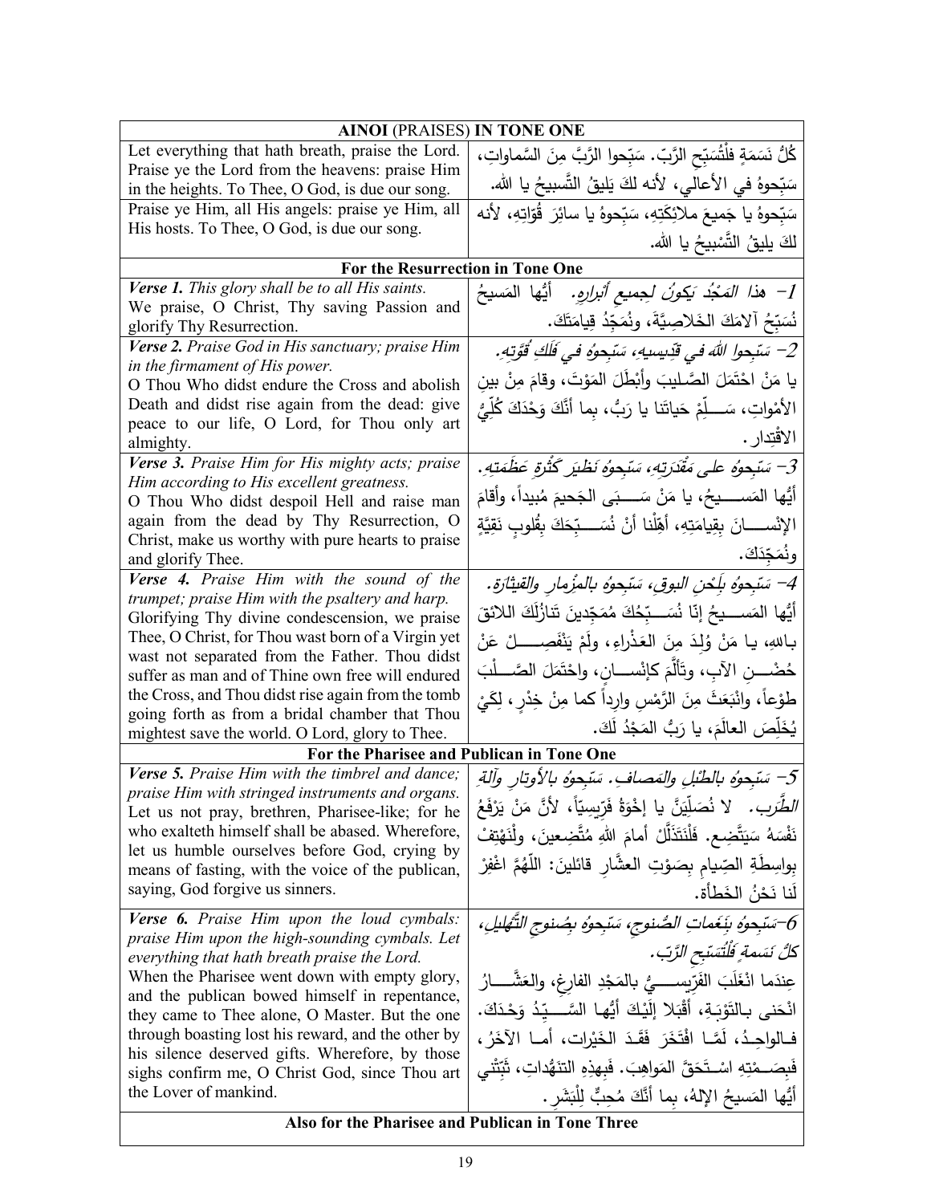| **AINOI** (PRAISES) **IN TONE ONE** | |
|---|---|
| Let everything that hath breath, praise the Lord. Praise ye the Lord from the heavens: praise Him in the heights. To Thee, O God, is due our song. | كُلُّ نَسَمَةٍ فلْتُسَبِّحِ الرَّبّ. سَبّحوا الرَّبَّ مِنَ السَّماواتِ، سَبّحوهُ في الأعالي، لأنه لكَ يَليقُ التَّسبيحُ يا الله. |
| Praise ye Him, all His angels: praise ye Him, all His hosts. To Thee, O God, is due our song. | سَبّحوهُ يا جَميعَ ملائِكَتِهِ، سَبّحوهُ يا سائِرَ قُوّاتِهِ، لأنه لكَ يليقُ التَّسْبيحُ يا الله. |
| **For the Resurrection in Tone One** | |
| ***Verse 1.*** *This glory shall be to all His saints.* We praise, O Christ, Thy saving Passion and glorify Thy Resurrection. | *1- هذا المَجْدُ يَكونُ لجميعِ أبرارِهِ.* أيُّها المَسيحُ نُسَبِّحُ آلامَكَ الخَلاصِيَّةَ، ونُمَجِّدُ قِيامَتَكَ. |
| ***Verse 2.*** *Praise God in His sanctuary; praise Him in the firmament of His power.* O Thou Who didst endure the Cross and abolish Death and didst rise again from the dead: give peace to our life, O Lord, for Thou only art almighty. | *2- سَبّحوا اللهَ في قدّيسيهِ، سَبّحوهُ في فَلَكِ قُوَّتِهِ.* يا مَنْ احْتَمَلَ الصَّليبَ وأبْطَلَ المَوْتَ، وقامَ مِنْ بينِ الأمْواتِ، سَلِّمْ حَياتَنا يا رَبُّ، بِما أنَّكَ وَحْدَكَ كُلِّيُّ الاقْتِدار. |
| ***Verse 3.*** *Praise Him for His mighty acts; praise Him according to His excellent greatness.* O Thou Who didst despoil Hell and raise man again from the dead by Thy Resurrection, O Christ, make us worthy with pure hearts to praise and glorify Thee. | *3- سَبّحوهُ على مَقْدَرَتِهِ، سَبّحوهُ نَظيرَ كَثْرَةِ عَظَمَتِهِ.* أيُّها المَسيحُ، يا مَنْ سَبَى الجَحيمَ مُبيداً، وأقامَ الإنْسانَ بِقِيامَتِهِ، أهِّلْنا أنْ نُسَبِّحَكَ بِقُلوبٍ نَقِيَّةٍ ونُمَجِّدَكَ. |
| ***Verse 4.*** *Praise Him with the sound of the trumpet; praise Him with the psaltery and harp.* Glorifying Thy divine condescension, we praise Thee, O Christ, for Thou wast born of a Virgin yet wast not separated from the Father. Thou didst suffer as man and of Thine own free will endured the Cross, and Thou didst rise again from the tomb going forth as from a bridal chamber that Thou mightest save the world. O Lord, glory to Thee. | *4- سَبّحوهُ بِلَحْنِ البوقِ، سَبّحوهُ بالمِزْمارِ والقيثارة.* أيُّها المَسيحُ إنّا نُسَبِّحُكَ مُمَجِّدينَ تَنازُلَكَ اللائقَ باللهِ، يا مَنْ وُلِدَ مِنَ العَذْراءِ، ولَمْ يَنْفَصِلْ عَنْ حُضْنِ الآبِ، وتَألَّمَ كإنْسانٍ، واحتَمَلَ الصَّلْبَ طوْعاً، وانْبَعَثَ مِنَ الرَّمْسِ وارِداً كما مِنْ خِدْرٍ، لِكَيْ يُخَلِّصَ العالَمَ، يا رَبُّ المَجْدُ لَكَ. |
| **For the Pharisee and Publican in Tone One** | |
| ***Verse 5.*** *Praise Him with the timbrel and dance; praise Him with stringed instruments and organs.* Let us not pray, brethren, Pharisee-like; for he who exalteth himself shall be abased. Wherefore, let us humble ourselves before God, crying by means of fasting, with the voice of the publican, saying, God forgive us sinners. | *5- سَبّحوهُ بالطّبْلِ والمَصاف. سَبّحوهُ بالأوتارِ وآلةِ الطَّرَب.* لا نُصَلِّيَنَّ يا إخْوَةُ فَرِّيسِيّاً، لأنَّ مَنْ يَرْفَعُ نَفْسَهُ سَيَتَّضِع. فَلْنَتَذَلَّلْ أمامَ اللهِ مُتَّضِعينَ، ولْنَهْتِفْ بواسِطَةِ الصِّيامِ بِصَوْتِ العشّارِ قائلين: اللّهُمَّ اغْفِرْ لَنا نَحْنُ الخَطأة. |
| ***Verse 6.*** *Praise Him upon the loud cymbals: praise Him upon the high-sounding cymbals. Let everything that hath breath praise the Lord.* When the Pharisee went down with empty glory, and the publican bowed himself in repentance, they came to Thee alone, O Master. But the one through boasting lost his reward, and the other by his silence deserved gifts. Wherefore, by those sighs confirm me, O Christ God, since Thou art the Lover of mankind. | *6-سَبّحوهُ بِنَغَماتِ الصُّنوجِ، سَبّحوهُ بِصُنوجِ التَّهليلِ، كلُّ نَسَمةٍ فَلْتُسَبِّحِ الرَّبّ.* عِندَما انْغَلَبَ الفَرّيسيُّ بالمَجْدِ الفارِغِ، والعَشّارُ انْحَنى بالتَّوْبَةِ، أقْبَلا إلَيْكَ أيُّها السَّيّدُ وَحْدَكَ. فالواحِدُ، لَمّا افْتَخَرَ فَقَدَ الخَيْراتِ، أما الآخَرُ، فَبِصَمْتِهِ اسْتَحَقَّ المَواهِبَ. فَبِهذِهِ التنهُّداتِ، ثَبِّتْني أيُّها المَسيحُ الإلهُ، بما أنَّكَ مُحِبٌّ لِلْبَشَر. |
| **Also for the Pharisee and Publican in Tone Three** | |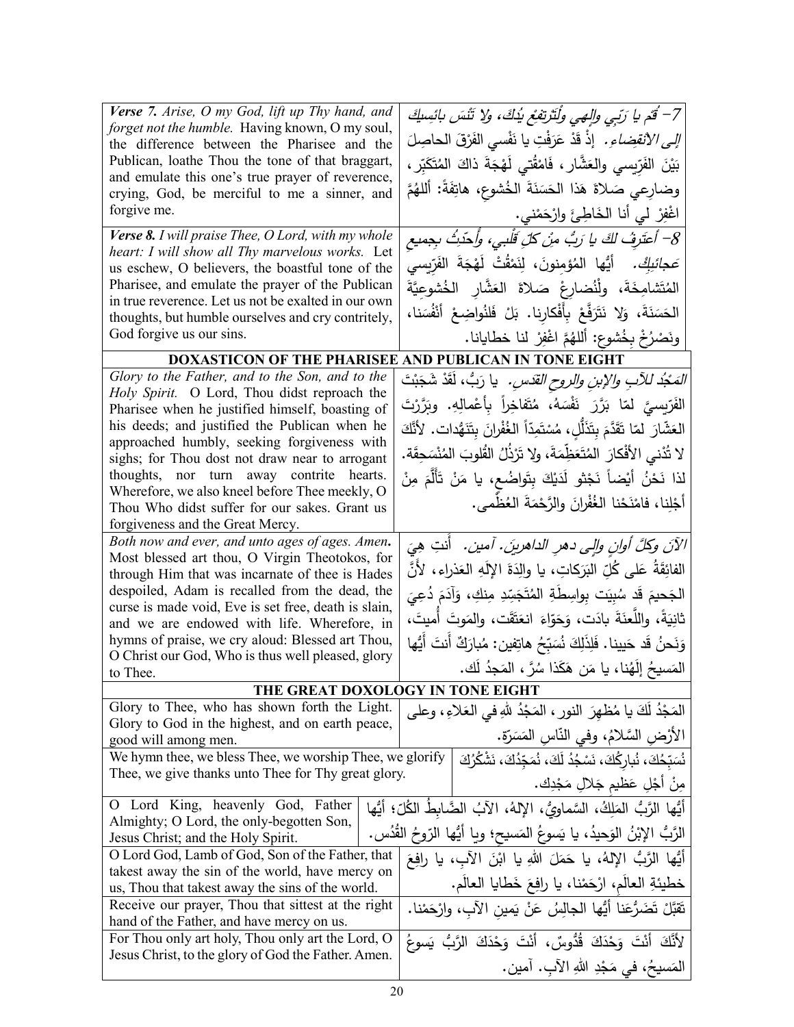| | |
|---|---|
| ***Verse 7.*** *Arise, O my God, lift up Thy hand, and forget not the humble.* Having known, O my soul, the difference between the Pharisee and the Publican, loathe Thou the tone of that braggart, and emulate this one's true prayer of reverence, crying, God, be merciful to me a sinner, and forgive me. | *7– قُم يا رَبّي وإلهي ولْتَرتفِعْ يَدُكَ، ولا تَنْسَ بائسِيكَ إلى الانْقِضاءِ.* إذْ قَدْ عَرَفْتِ يا نَفْسي الفَرْقَ الحاصِلَ بَيْنَ الفَرّيسي والعَشَّار، فَامْقُتي لَهْجَةَ ذاكَ المُتَكبِّر، وضارِعي صَلاةَ هَذا الحَسَنَةَ الخُشوعِ، هاتِفَةً: أللهُمَّ اغْفِرْ لي أنا الخَاطِئَ وارْحَمْني. |
| ***Verse 8.*** *I will praise Thee, O Lord, with my whole heart: I will show all Thy marvelous works.* Let us eschew, O believers, the boastful tone of the Pharisee, and emulate the prayer of the Publican in true reverence. Let us not be exalted in our own thoughts, but humble ourselves and cry contritely, God forgive us our sins. | *8– أعترِفُ لكَ يا رَبُّ مِنْ كلِّ قَلْبي، وأُحدِّثُ بجميعِ عَجائبِكَ.* أيُّها المُؤمِنونَ، لِنَمْقُتْ لَهْجَةَ الفَرّيسي المُتَشامِخَةَ، ولْنُضارِعْ صَلاةَ العَشَّارِ الخُشوعِيَّةَ الحَسَنَةَ، وَلا نَتَرَفَّعْ بِأَفْكارِنا. بَلْ فَلنُواضِعْ أنْفُسَنا، ونَصْرُخْ بِخُشوعٍ: أللهُمَّ اغْفِرْ لنا خطايانا. |

## DOXASTICON OF THE PHARISEE AND PUBLICAN IN TONE EIGHT

| | |
|---|---|
| *Glory to the Father, and to the Son, and to the Holy Spirit.* O Lord, Thou didst reproach the Pharisee when he justified himself, boasting of his deeds; and justified the Publican when he approached humbly, seeking forgiveness with sighs; for Thou dost not draw near to arrogant thoughts, nor turn away contrite hearts. Wherefore, we also kneel before Thee meekly, O Thou Who didst suffer for our sakes. Grant us forgiveness and the Great Mercy. | *المَجْدُ للآبِ والإبنِ والروحِ القدسِ.* يا رَبُّ، لَقَدْ شَجَبْتَ الفَرّيسيَّ لمّا بَرَّرَ نَفْسَهُ، مُتَفاخِراً بأعْمالِه. وبَرَّرْتَ العَشّارَ لمّا تَقَدَّمَ بِتَذَلُّلٍ، مُستَمِدّاً الغُفْرانَ بِتَنَهُّدات. لأنَّكَ لا تُدْني الأفْكارَ المُتَعَظِّمَةَ، ولا تَرْذُلُ القُلوبَ المُنْسَحِقَة. لذا نَحْنُ أيْضاً نَجْثو لَدَيْكَ بِتواضُعٍ، يا مَنْ تَأَلَّمَ مِنْ أجْلِنا، فامْنَحْنا الغُفْرانَ والرَّحْمَةَ العُظْمى. |
| *Both now and ever, and unto ages of ages. Amen.* Most blessed art thou, O Virgin Theotokos, for through Him that was incarnate of thee is Hades despoiled, Adam is recalled from the dead, the curse is made void, Eve is set free, death is slain, and we are endowed with life. Wherefore, in hymns of praise, we cry aloud: Blessed art Thou, O Christ our God, Who is thus well pleased, glory to Thee. | *الآنَ وكلَّ أوانٍ وإلى دهرِ الداهرينَ. آمين.* أنتِ هِيَ الفائِقَةُ عَلى كُلِّ البَرَكاتِ، يا والِدَةَ الإلَهِ العَذراء، لأنَّ الجَحيمَ قَد سُبِيَت بِواسِطَةِ المُتَجَسِّدِ مِنكِ، وَآدَمَ دُعِيَ ثانِيَةً، واللَّعنَةَ بادَت، وَحَوّاءَ انعَتَقَت، والمَوتَ أُميتَ، وَنَحنُ قَد حَيِينا. فَلِذَلِكَ نُسَبِّحُ هاتِفين: مُبارَكٌ أَنتَ أَيُّها المَسيحُ إلَهُنا، يا مَن هَكَذا سُرَّ، المَجدُ لَك. |

## THE GREAT DOXOLOGY IN TONE EIGHT

| | |
|---|---|
| Glory to Thee, who has shown forth the Light. Glory to God in the highest, and on earth peace, good will among men. | المَجْدُ لَكَ يا مُظهِرَ النورِ، المَجْدُ للهِ في العَلاءِ، وعلى الأرْضِ السَّلامُ، وفي النّاسِ المَسَرّة. |
| We hymn thee, we bless Thee, we worship Thee, we glorify Thee, we give thanks unto Thee for Thy great glory. | نُسَبِّحُكَ، نُبارِكُكَ، نَسْجُدُ لَكَ، نُمَجِّدُكَ، نَشْكُرُكَ مِنْ أجْلِ عَظيمِ جَلالِ مَجْدِك. |
| O Lord King, heavenly God, Father Almighty; O Lord, the only-begotten Son, Jesus Christ; and the Holy Spirit. | أيُّها الرَّبُّ المَلِكُ، السَّماويُّ، الإلهُ، الآبُ الضَّابِطُ الكُلّ؛ أيُّها الرَّبُّ الإبْنُ الوَحيدُ، يا يَسوعُ المَسيح؛ ويا أيُّها الرّوحُ القُدُس. |
| O Lord God, Lamb of God, Son of the Father, that takest away the sin of the world, have mercy on us, Thou that takest away the sins of the world. | أيُّها الرَّبُّ الإلهُ، يا حَمَلَ اللهِ يا ابْنَ الآبِ، يا رافِعَ خطيئةِ العالَمِ، ارْحَمْنا، يا رافِعَ خَطايا العالَم. |
| Receive our prayer, Thou that sittest at the right hand of the Father, and have mercy on us. | تَقَبَّلْ تَضَرُّعَنا أيُّها الجالِسُ عَنْ يَمينِ الآبِ، وارْحَمْنا. |
| For Thou only art holy, Thou only art the Lord, O Jesus Christ, to the glory of God the Father. Amen. | لأنَّكَ أنْتَ وَحْدَكَ قُدُّوسٌ، أنْتَ وَحْدَكَ الرَّبُّ يَسوعُ المَسيحُ، في مَجْدِ اللهِ الآبِ. آمين. |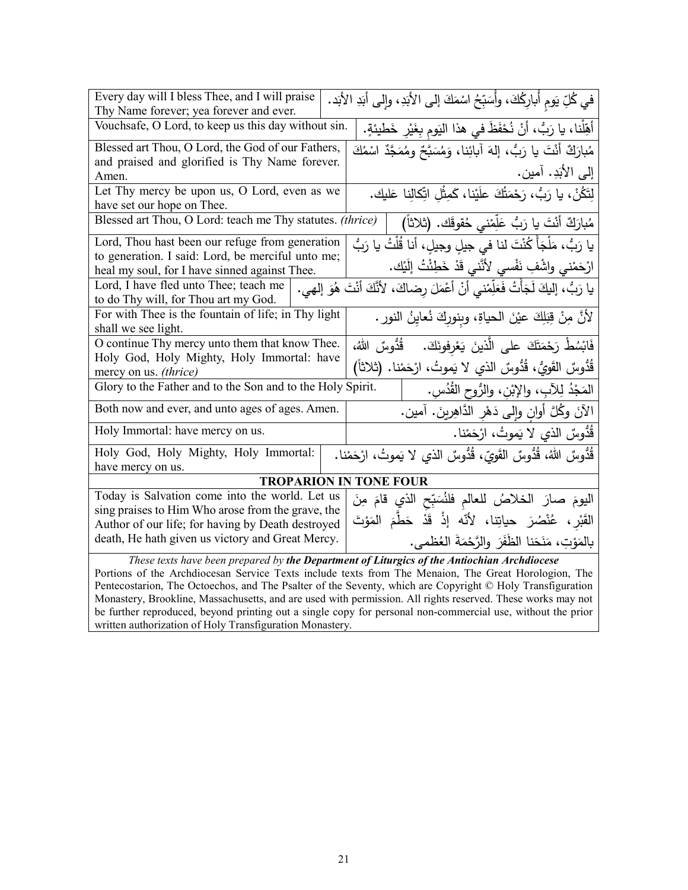| | |
|---|---|
| Every day will I bless Thee, and I will praise Thy Name forever; yea forever and ever. | في كُلِّ يَومٍ أُبارِكُكَ، وأُسَبِّحُ اسْمَكَ إلى الأَبَدِ، وإلى أَبَدِ الأبَد. |
| Vouchsafe, O Lord, to keep us this day without sin. | أَهِّلْنا، يا رَبُّ، أنْ نُحْفَظَ في هذا اليَومِ بِغَيْرِ خَطيئةٍ. |
| Blessed art Thou, O Lord, the God of our Fathers, and praised and glorified is Thy Name forever. Amen. | مُبارَكٌ أَنْتَ يا رَبُّ، إلهَ آبائِنا، وَمُسَبَّحٌ ومُمَجَّدٌ اسْمُكَ إلى الأبَدِ. آمين. |
| Let Thy mercy be upon us, O Lord, even as we have set our hope on Thee. | لِتَكُنْ، يا رَبُّ، رَحْمَتُكَ علَيْنا، كَمِثْلِ اتِّكالِنا عَليك. |
| Blessed art Thou, O Lord: teach me Thy statutes. *(thrice)* | مُبارَكٌ أَنْتَ يا رَبُّ عَلِّمْني حُقوقَك. (ثلاثاً) |
| Lord, Thou hast been our refuge from generation to generation. I said: Lord, be merciful unto me; heal my soul, for I have sinned against Thee. | يا رَبُّ، مَلْجَأً كُنْتَ لنا في جيلٍ وجيلٍ، أنا قُلْتُ يا رَبُّ ارْحَمْني واشْفِ نَفْسي لأنَّني قَدْ خَطِئْتُ إلَيْك. |
| Lord, I have fled unto Thee; teach me to do Thy will, for Thou art my God. | يا رَبُّ، إليكَ لَجَأْتُ فَعَلِّمْني أنْ أعْمَلَ رِضاكَ، لأنَّكَ أنْتَ هُوَ إلهي. |
| For with Thee is the fountain of life; in Thy light shall we see light. | لأنَّ مِنْ قِبَلِكَ عيْنَ الحياةِ، وبِنورِكَ نُعايِنُ النور. |
| O continue Thy mercy unto them that know Thee. Holy God, Holy Mighty, Holy Immortal: have mercy on us. *(thrice)* | فَابْسُطْ رَحْمَتَكَ على الَّذينَ يَعْرِفونَكَ. قُدُّوسٌ اللهُ، قُدُّوسٌ القَوِيُّ، قُدُّوسٌ الذي لا يَموتُ، ارْحَمْنا. (ثلاثاً) |
| Glory to the Father and to the Son and to the Holy Spirit. | المَجْدُ لِلآبِ، والإبْنِ، والرُّوحِ القُدُسِ. |
| Both now and ever, and unto ages of ages. Amen. | الآنَ وكُلَّ أوانٍ وإلى دَهْرِ الدَّاهِرينَ. آمين. |
| Holy Immortal: have mercy on us. | قُدُّوسٌ الذي لا يَموتُ، ارْحَمْنا. |
| Holy God, Holy Mighty, Holy Immortal: have mercy on us. | قُدُّوسٌ اللهُ، قُدُّوسٌ القَوِيّ، قُدُّوسٌ الذي لا يَموتُ، ارْحَمْنا. |
| **TROPARION IN TONE FOUR** | |
| Today is Salvation come into the world. Let us sing praises to Him Who arose from the grave, the Author of our life; for having by Death destroyed death, He hath given us victory and Great Mercy. | اليومَ صارَ الخلاصُ للعالمِ فلْنُسَبِّحِ الذي قامَ مِنَ القَبْرِ، عُنْصُرَ حياتِنا، لأنَّه إذْ قَدْ حَطَّمَ المَوْتَ بالمَوْتِ، مَنَحَنا الظَفَرَ والرَّحْمَةَ العُظمى. |

*These texts have been prepared by **the Department of Liturgics of the Antiochian Archdiocese***

Portions of the Archdiocesan Service Texts include texts from The Menaion, The Great Horologion, The Pentecostarion, The Octoechos, and The Psalter of the Seventy, which are Copyright © Holy Transfiguration Monastery, Brookline, Massachusetts, and are used with permission. All rights reserved. These works may not be further reproduced, beyond printing out a single copy for personal non-commercial use, without the prior written authorization of Holy Transfiguration Monastery.